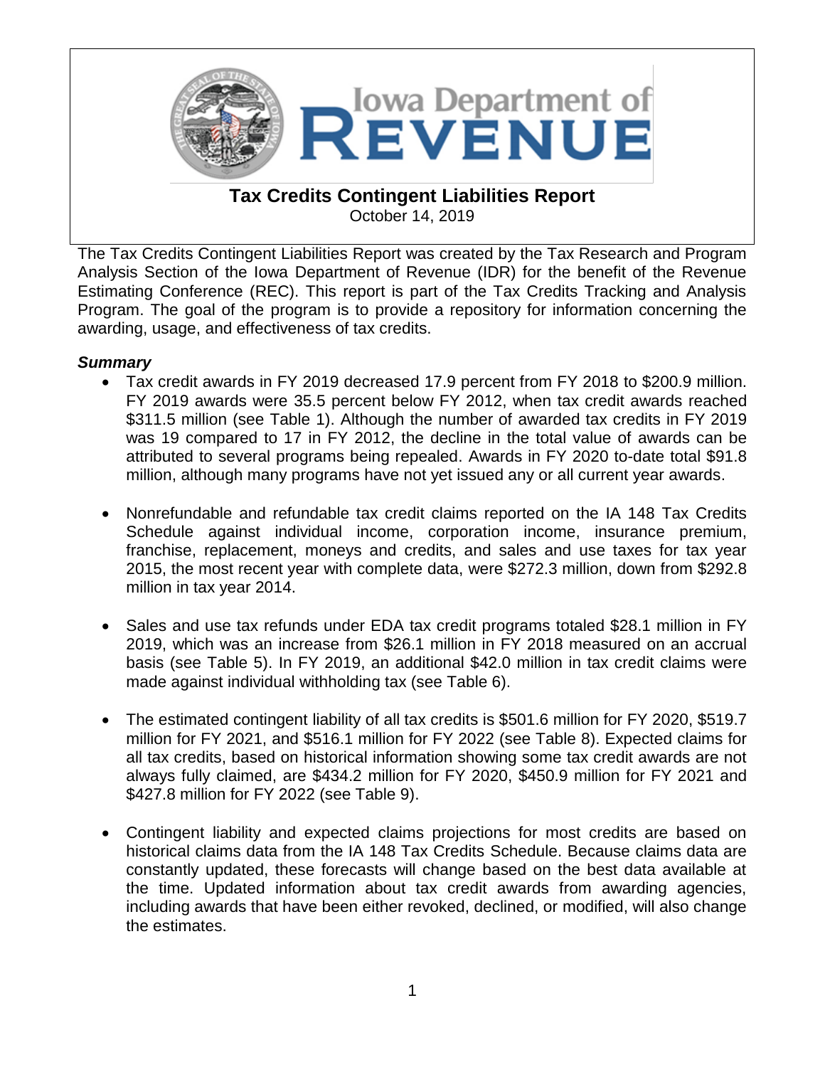# Iowa Department of Revenue

## Tax Credits Contingent Liabilities Report

October 14, 2019

The Tax Credits Contingent Liabilities Report was created by the Tax Research and Program Analysis Section of the Iowa Department of Revenue (IDR) for the benefit of the Revenue Estimating Conference (REC). This report is part of the Tax Credits Tracking and Analysis Program. The goal of the program is to provide a repository for information concerning the awarding, usage, and effectiveness of tax credits.

### *Summary*

- Tax credit awards in FY 2019 decreased 17.9 percent from FY 2018 to $200.9 million. FY 2019 awards were 35.5 percent below FY 2012, when tax credit awards reached $311.5 million (see Table 1). Although the number of awarded tax credits in FY 2019 was 19 compared to 17 in FY 2012, the decline in the total value of awards can be attributed to several programs being repealed. Awards in FY 2020 to-date total $91.8 million, although many programs have not yet issued any or all current year awards.

- Nonrefundable and refundable tax credit claims reported on the IA 148 Tax Credits Schedule against individual income, corporation income, insurance premium, franchise, replacement, moneys and credits, and sales and use taxes for tax year 2015, the most recent year with complete data, were $272.3 million, down from $292.8 million in tax year 2014.

- Sales and use tax refunds under EDA tax credit programs totaled $28.1 million in FY 2019, which was an increase from $26.1 million in FY 2018 measured on an accrual basis (see Table 5). In FY 2019, an additional $42.0 million in tax credit claims were made against individual withholding tax (see Table 6).

- The estimated contingent liability of all tax credits is $501.6 million for FY 2020, $519.7 million for FY 2021, and $516.1 million for FY 2022 (see Table 8). Expected claims for all tax credits, based on historical information showing some tax credit awards are not always fully claimed, are $434.2 million for FY 2020, $450.9 million for FY 2021 and $427.8 million for FY 2022 (see Table 9).

- Contingent liability and expected claims projections for most credits are based on historical claims data from the IA 148 Tax Credits Schedule. Because claims data are constantly updated, these forecasts will change based on the best data available at the time. Updated information about tax credit awards from awarding agencies, including awards that have been either revoked, declined, or modified, will also change the estimates.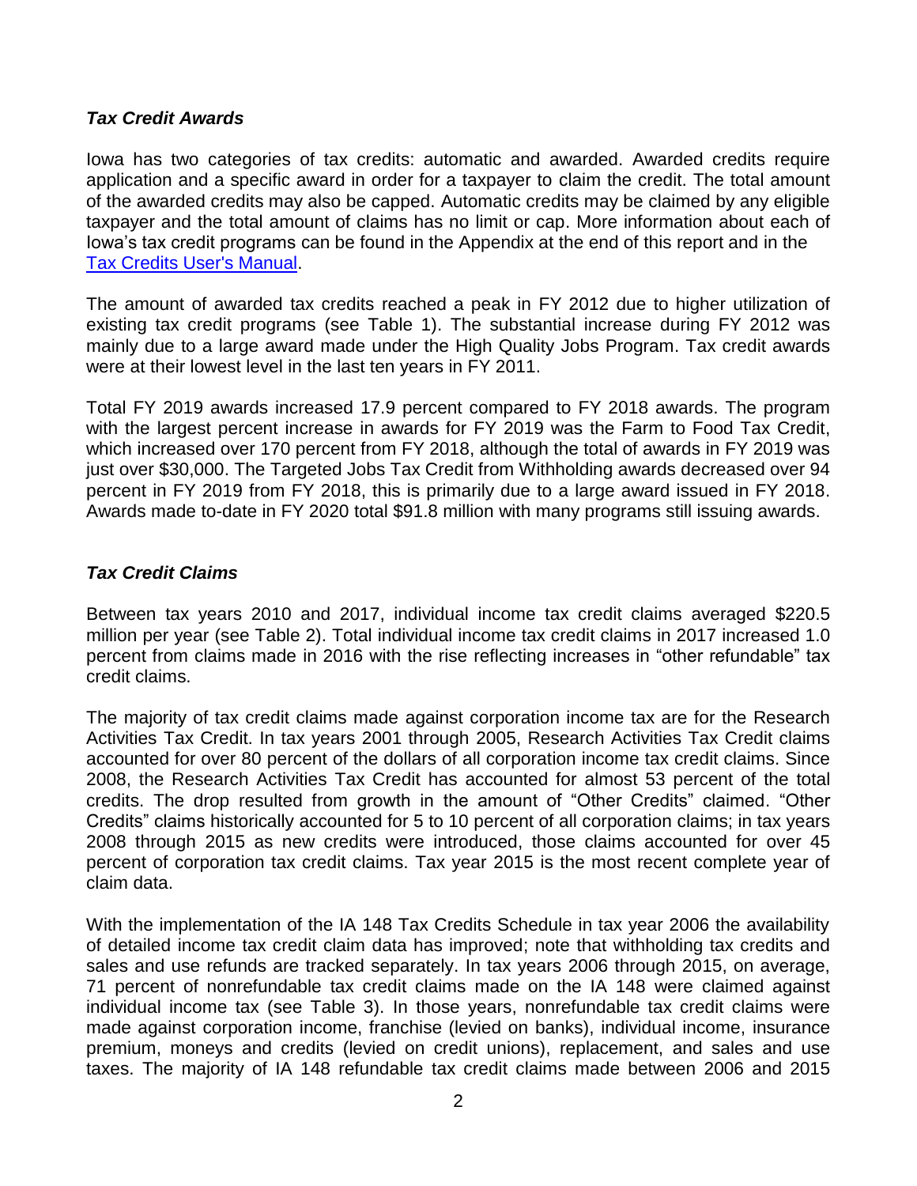### *Tax Credit Awards*

Iowa has two categories of tax credits: automatic and awarded. Awarded credits require application and a specific award in order for a taxpayer to claim the credit. The total amount of the awarded credits may also be capped. Automatic credits may be claimed by any eligible taxpayer and the total amount of claims has no limit or cap. More information about each of Iowa's tax credit programs can be found in the Appendix at the end of this report and in the [Tax Credits User's Manual](#).

The amount of awarded tax credits reached a peak in FY 2012 due to higher utilization of existing tax credit programs (see Table 1). The substantial increase during FY 2012 was mainly due to a large award made under the High Quality Jobs Program. Tax credit awards were at their lowest level in the last ten years in FY 2011.

Total FY 2019 awards increased 17.9 percent compared to FY 2018 awards. The program with the largest percent increase in awards for FY 2019 was the Farm to Food Tax Credit, which increased over 170 percent from FY 2018, although the total of awards in FY 2019 was just over $30,000. The Targeted Jobs Tax Credit from Withholding awards decreased over 94 percent in FY 2019 from FY 2018, this is primarily due to a large award issued in FY 2018. Awards made to-date in FY 2020 total $91.8 million with many programs still issuing awards.

### *Tax Credit Claims*

Between tax years 2010 and 2017, individual income tax credit claims averaged $220.5 million per year (see Table 2). Total individual income tax credit claims in 2017 increased 1.0 percent from claims made in 2016 with the rise reflecting increases in "other refundable" tax credit claims.

The majority of tax credit claims made against corporation income tax are for the Research Activities Tax Credit. In tax years 2001 through 2005, Research Activities Tax Credit claims accounted for over 80 percent of the dollars of all corporation income tax credit claims. Since 2008, the Research Activities Tax Credit has accounted for almost 53 percent of the total credits. The drop resulted from growth in the amount of "Other Credits" claimed. "Other Credits" claims historically accounted for 5 to 10 percent of all corporation claims; in tax years 2008 through 2015 as new credits were introduced, those claims accounted for over 45 percent of corporation tax credit claims. Tax year 2015 is the most recent complete year of claim data.

With the implementation of the IA 148 Tax Credits Schedule in tax year 2006 the availability of detailed income tax credit claim data has improved; note that withholding tax credits and sales and use refunds are tracked separately. In tax years 2006 through 2015, on average, 71 percent of nonrefundable tax credit claims made on the IA 148 were claimed against individual income tax (see Table 3). In those years, nonrefundable tax credit claims were made against corporation income, franchise (levied on banks), individual income, insurance premium, moneys and credits (levied on credit unions), replacement, and sales and use taxes. The majority of IA 148 refundable tax credit claims made between 2006 and 2015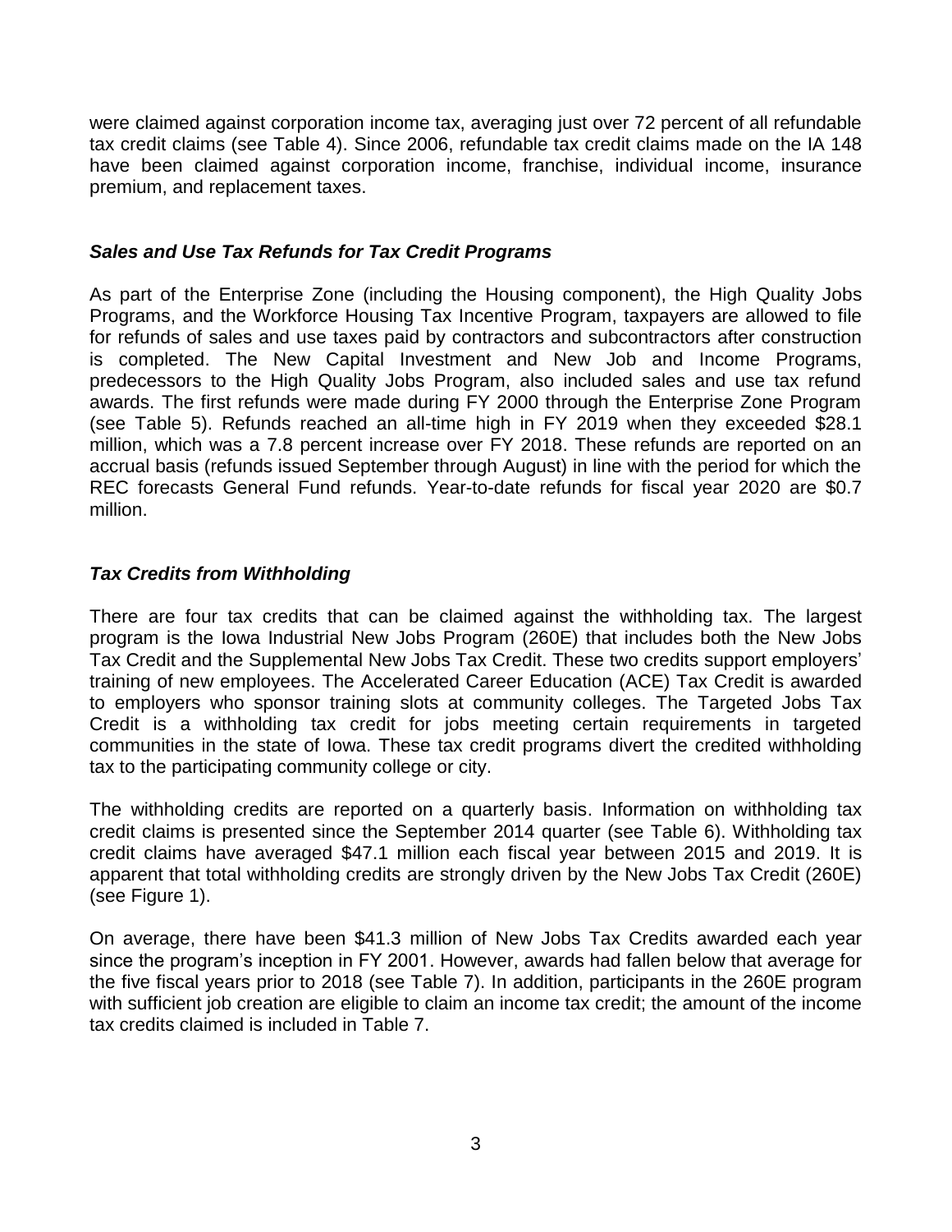were claimed against corporation income tax, averaging just over 72 percent of all refundable tax credit claims (see Table 4). Since 2006, refundable tax credit claims made on the IA 148 have been claimed against corporation income, franchise, individual income, insurance premium, and replacement taxes.

### *Sales and Use Tax Refunds for Tax Credit Programs*

As part of the Enterprise Zone (including the Housing component), the High Quality Jobs Programs, and the Workforce Housing Tax Incentive Program, taxpayers are allowed to file for refunds of sales and use taxes paid by contractors and subcontractors after construction is completed. The New Capital Investment and New Job and Income Programs, predecessors to the High Quality Jobs Program, also included sales and use tax refund awards. The first refunds were made during FY 2000 through the Enterprise Zone Program (see Table 5). Refunds reached an all-time high in FY 2019 when they exceeded $28.1 million, which was a 7.8 percent increase over FY 2018. These refunds are reported on an accrual basis (refunds issued September through August) in line with the period for which the REC forecasts General Fund refunds. Year-to-date refunds for fiscal year 2020 are $0.7 million.

### *Tax Credits from Withholding*

There are four tax credits that can be claimed against the withholding tax. The largest program is the Iowa Industrial New Jobs Program (260E) that includes both the New Jobs Tax Credit and the Supplemental New Jobs Tax Credit. These two credits support employers' training of new employees. The Accelerated Career Education (ACE) Tax Credit is awarded to employers who sponsor training slots at community colleges. The Targeted Jobs Tax Credit is a withholding tax credit for jobs meeting certain requirements in targeted communities in the state of Iowa. These tax credit programs divert the credited withholding tax to the participating community college or city.

The withholding credits are reported on a quarterly basis. Information on withholding tax credit claims is presented since the September 2014 quarter (see Table 6). Withholding tax credit claims have averaged $47.1 million each fiscal year between 2015 and 2019. It is apparent that total withholding credits are strongly driven by the New Jobs Tax Credit (260E) (see Figure 1).

On average, there have been $41.3 million of New Jobs Tax Credits awarded each year since the program's inception in FY 2001. However, awards had fallen below that average for the five fiscal years prior to 2018 (see Table 7). In addition, participants in the 260E program with sufficient job creation are eligible to claim an income tax credit; the amount of the income tax credits claimed is included in Table 7.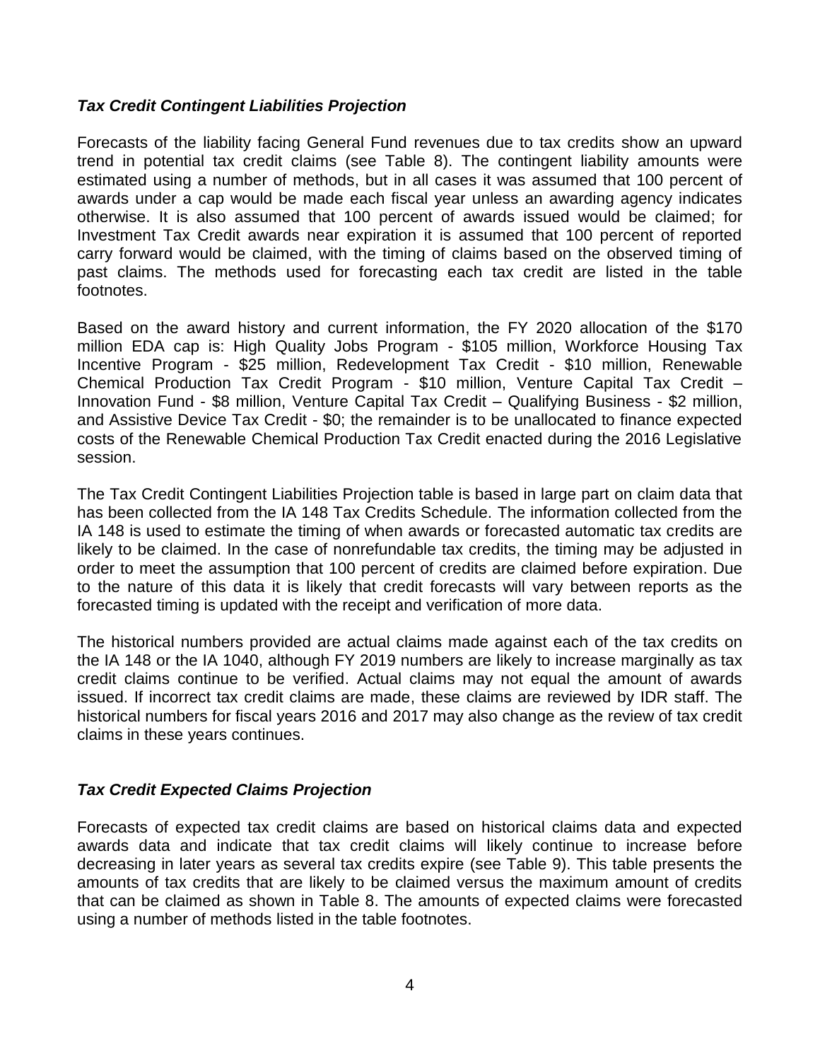### *Tax Credit Contingent Liabilities Projection*

Forecasts of the liability facing General Fund revenues due to tax credits show an upward trend in potential tax credit claims (see Table 8). The contingent liability amounts were estimated using a number of methods, but in all cases it was assumed that 100 percent of awards under a cap would be made each fiscal year unless an awarding agency indicates otherwise. It is also assumed that 100 percent of awards issued would be claimed; for Investment Tax Credit awards near expiration it is assumed that 100 percent of reported carry forward would be claimed, with the timing of claims based on the observed timing of past claims. The methods used for forecasting each tax credit are listed in the table footnotes.

Based on the award history and current information, the FY 2020 allocation of the $170 million EDA cap is: High Quality Jobs Program - $105 million, Workforce Housing Tax Incentive Program - $25 million, Redevelopment Tax Credit - $10 million, Renewable Chemical Production Tax Credit Program - $10 million, Venture Capital Tax Credit – Innovation Fund - $8 million, Venture Capital Tax Credit – Qualifying Business - $2 million, and Assistive Device Tax Credit - $0; the remainder is to be unallocated to finance expected costs of the Renewable Chemical Production Tax Credit enacted during the 2016 Legislative session.

The Tax Credit Contingent Liabilities Projection table is based in large part on claim data that has been collected from the IA 148 Tax Credits Schedule. The information collected from the IA 148 is used to estimate the timing of when awards or forecasted automatic tax credits are likely to be claimed. In the case of nonrefundable tax credits, the timing may be adjusted in order to meet the assumption that 100 percent of credits are claimed before expiration. Due to the nature of this data it is likely that credit forecasts will vary between reports as the forecasted timing is updated with the receipt and verification of more data.

The historical numbers provided are actual claims made against each of the tax credits on the IA 148 or the IA 1040, although FY 2019 numbers are likely to increase marginally as tax credit claims continue to be verified. Actual claims may not equal the amount of awards issued. If incorrect tax credit claims are made, these claims are reviewed by IDR staff. The historical numbers for fiscal years 2016 and 2017 may also change as the review of tax credit claims in these years continues.

### *Tax Credit Expected Claims Projection*

Forecasts of expected tax credit claims are based on historical claims data and expected awards data and indicate that tax credit claims will likely continue to increase before decreasing in later years as several tax credits expire (see Table 9). This table presents the amounts of tax credits that are likely to be claimed versus the maximum amount of credits that can be claimed as shown in Table 8. The amounts of expected claims were forecasted using a number of methods listed in the table footnotes.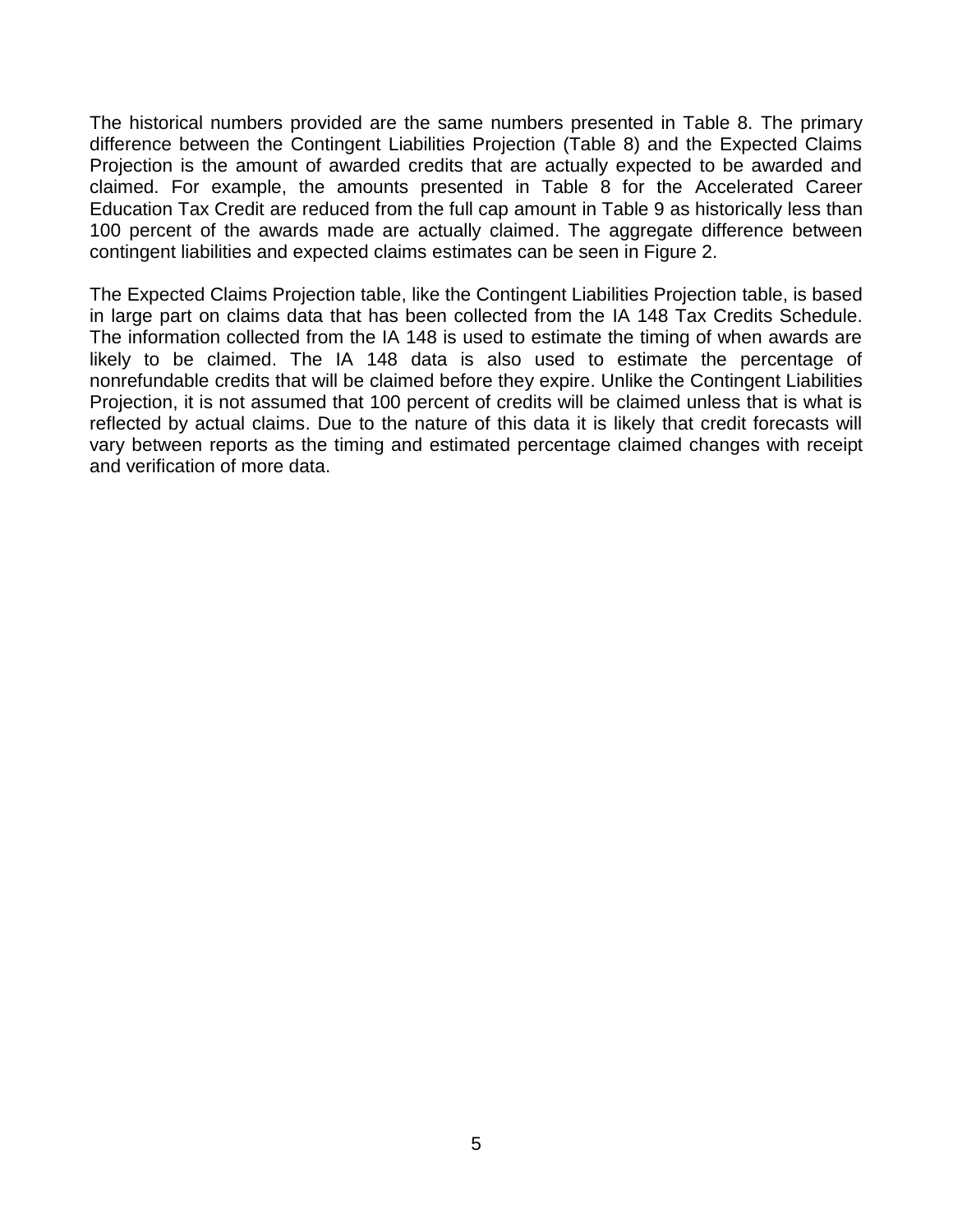The historical numbers provided are the same numbers presented in Table 8. The primary difference between the Contingent Liabilities Projection (Table 8) and the Expected Claims Projection is the amount of awarded credits that are actually expected to be awarded and claimed. For example, the amounts presented in Table 8 for the Accelerated Career Education Tax Credit are reduced from the full cap amount in Table 9 as historically less than 100 percent of the awards made are actually claimed. The aggregate difference between contingent liabilities and expected claims estimates can be seen in Figure 2.

The Expected Claims Projection table, like the Contingent Liabilities Projection table, is based in large part on claims data that has been collected from the IA 148 Tax Credits Schedule. The information collected from the IA 148 is used to estimate the timing of when awards are likely to be claimed. The IA 148 data is also used to estimate the percentage of nonrefundable credits that will be claimed before they expire. Unlike the Contingent Liabilities Projection, it is not assumed that 100 percent of credits will be claimed unless that is what is reflected by actual claims. Due to the nature of this data it is likely that credit forecasts will vary between reports as the timing and estimated percentage claimed changes with receipt and verification of more data.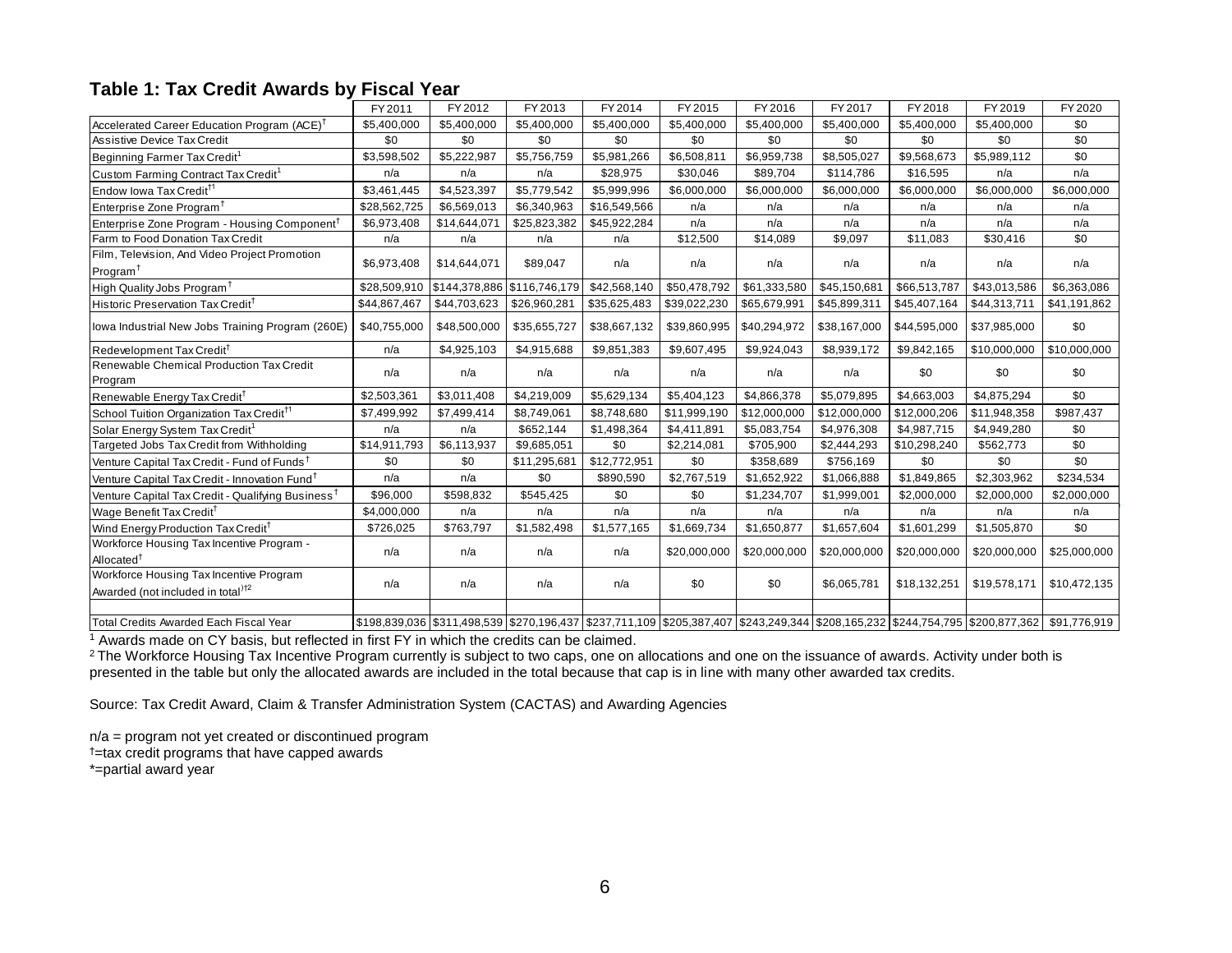## Table 1: Tax Credit Awards by Fiscal Year

| | FY 2011 | FY 2012 | FY 2013 | FY 2014 | FY 2015 | FY 2016 | FY 2017 | FY 2018 | FY 2019 | FY 2020 |
|---|---|---|---|---|---|---|---|---|---|---|
| Accelerated Career Education Program (ACE)† | $5,400,000 | $5,400,000 | $5,400,000 | $5,400,000 | $5,400,000 | $5,400,000 | $5,400,000 | $5,400,000 | $5,400,000 | $0 |
| Assistive Device Tax Credit | $0 | $0 | $0 | $0 | $0 | $0 | $0 | $0 | $0 | $0 |
| Beginning Farmer Tax Credit[1] | $3,598,502 | $5,222,987 | $5,756,759 | $5,981,266 | $6,508,811 | $6,959,738 | $8,505,027 | $9,568,673 | $5,989,112 | $0 |
| Custom Farming Contract Tax Credit[1] | n/a | n/a | n/a | $28,975 | $30,046 | $89,704 | $114,786 | $16,595 | n/a | n/a |
| Endow Iowa Tax Credit†1 | $3,461,445 | $4,523,397 | $5,779,542 | $5,999,996 | $6,000,000 | $6,000,000 | $6,000,000 | $6,000,000 | $6,000,000 | $6,000,000 |
| Enterprise Zone Program† | $28,562,725 | $6,569,013 | $6,340,963 | $16,549,566 | n/a | n/a | n/a | n/a | n/a | n/a |
| Enterprise Zone Program - Housing Component† | $6,973,408 | $14,644,071 | $25,823,382 | $45,922,284 | n/a | n/a | n/a | n/a | n/a | n/a |
| Farm to Food Donation Tax Credit | n/a | n/a | n/a | n/a | $12,500 | $14,089 | $9,097 | $11,083 | $30,416 | $0 |
| Film, Television, And Video Project Promotion Program† | $6,973,408 | $14,644,071 | $89,047 | n/a | n/a | n/a | n/a | n/a | n/a | n/a |
| High Quality Jobs Program† | $28,509,910 | $144,378,886 | $116,746,179 | $42,568,140 | $50,478,792 | $61,333,580 | $45,150,681 | $66,513,787 | $43,013,586 | $6,363,086 |
| Historic Preservation Tax Credit† | $44,867,467 | $44,703,623 | $26,960,281 | $35,625,483 | $39,022,230 | $65,679,991 | $45,899,311 | $45,407,164 | $44,313,711 | $41,191,862 |
| Iowa Industrial New Jobs Training Program (260E) | $40,755,000 | $48,500,000 | $35,655,727 | $38,667,132 | $39,860,995 | $40,294,972 | $38,167,000 | $44,595,000 | $37,985,000 | $0 |
| Redevelopment Tax Credit† | n/a | $4,925,103 | $4,915,688 | $9,851,383 | $9,607,495 | $9,924,043 | $8,939,172 | $9,842,165 | $10,000,000 | $10,000,000 |
| Renewable Chemical Production Tax Credit Program | n/a | n/a | n/a | n/a | n/a | n/a | n/a | $0 | $0 | $0 |
| Renewable Energy Tax Credit† | $2,503,361 | $3,011,408 | $4,219,009 | $5,629,134 | $5,404,123 | $4,866,378 | $5,079,895 | $4,663,003 | $4,875,294 | $0 |
| School Tuition Organization Tax Credit†1 | $7,499,992 | $7,499,414 | $8,749,061 | $8,748,680 | $11,999,190 | $12,000,000 | $12,000,000 | $12,000,206 | $11,948,358 | $987,437 |
| Solar Energy System Tax Credit[1] | n/a | n/a | $652,144 | $1,498,364 | $4,411,891 | $5,083,754 | $4,976,308 | $4,987,715 | $4,949,280 | $0 |
| Targeted Jobs Tax Credit from Withholding | $14,911,793 | $6,113,937 | $9,685,051 | $0 | $2,214,081 | $705,900 | $2,444,293 | $10,298,240 | $562,773 | $0 |
| Venture Capital Tax Credit - Fund of Funds† | $0 | $0 | $11,295,681 | $12,772,951 | $0 | $358,689 | $756,169 | $0 | $0 | $0 |
| Venture Capital Tax Credit - Innovation Fund† | n/a | n/a | $0 | $890,590 | $2,767,519 | $1,652,922 | $1,066,888 | $1,849,865 | $2,303,962 | $234,534 |
| Venture Capital Tax Credit - Qualifying Business† | $96,000 | $598,832 | $545,425 | $0 | $0 | $1,234,707 | $1,999,001 | $2,000,000 | $2,000,000 | $2,000,000 |
| Wage Benefit Tax Credit† | $4,000,000 | n/a | n/a | n/a | n/a | n/a | n/a | n/a | n/a | n/a |
| Wind Energy Production Tax Credit† | $726,025 | $763,797 | $1,582,498 | $1,577,165 | $1,669,734 | $1,650,877 | $1,657,604 | $1,601,299 | $1,505,870 | $0 |
| Workforce Housing Tax Incentive Program - Allocated† | n/a | n/a | n/a | n/a | $20,000,000 | $20,000,000 | $20,000,000 | $20,000,000 | $20,000,000 | $25,000,000 |
| Workforce Housing Tax Incentive Program Awarded (not included in total)†2 | n/a | n/a | n/a | n/a | $0 | $0 | $6,065,781 | $18,132,251 | $19,578,171 | $10,472,135 |
| | | | | | | | | | | |
| Total Credits Awarded Each Fiscal Year | $198,839,036 | $311,498,539 | $270,196,437 | $237,711,109 | $205,387,407 | $243,249,344 | $208,165,232 | $244,754,795 | $200,877,362 | $91,776,919 |

[1] Awards made on CY basis, but reflected in first FY in which the credits can be claimed.

[2] The Workforce Housing Tax Incentive Program currently is subject to two caps, one on allocations and one on the issuance of awards. Activity under both is presented in the table but only the allocated awards are included in the total because that cap is in line with many other awarded tax credits.

Source: Tax Credit Award, Claim & Transfer Administration System (CACTAS) and Awarding Agencies

n/a = program not yet created or discontinued program

†=tax credit programs that have capped awards

*=partial award year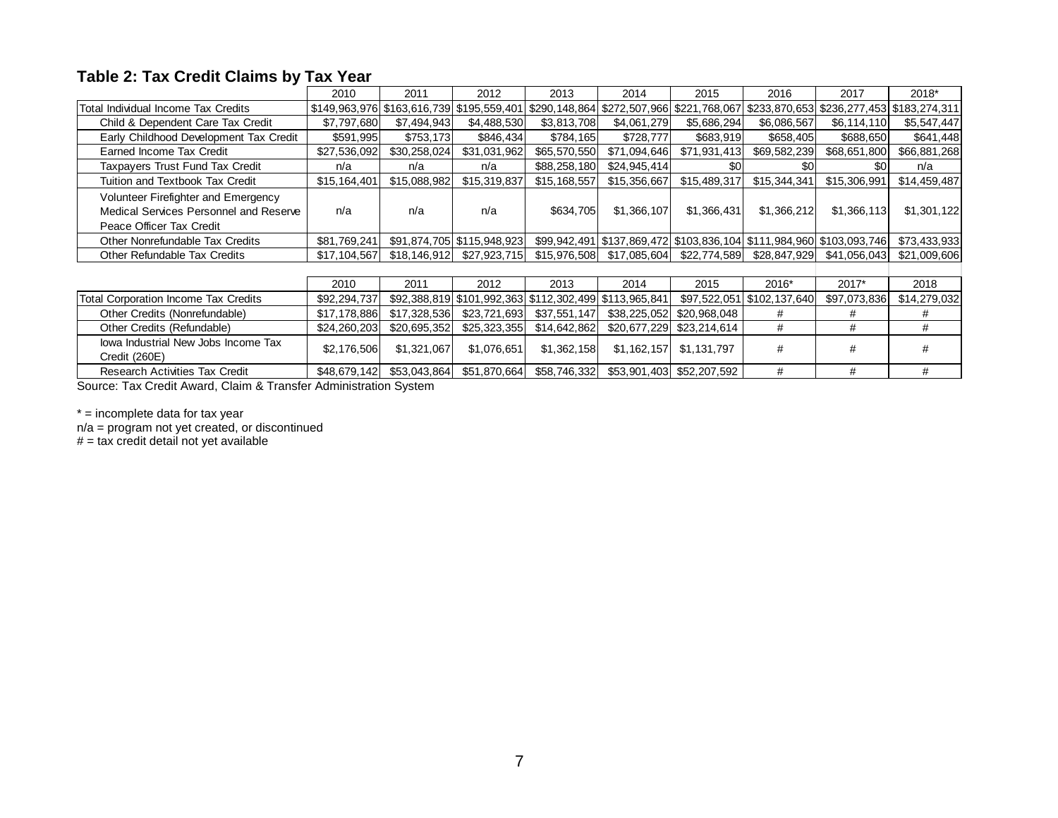### Table 2: Tax Credit Claims by Tax Year

| | 2010 | 2011 | 2012 | 2013 | 2014 | 2015 | 2016 | 2017 | 2018* |
|---|---|---|---|---|---|---|---|---|---|
| Total Individual Income Tax Credits | $149,963,976 | $163,616,739 | $195,559,401 | $290,148,864 | $272,507,966 | $221,768,067 | $233,870,653 | $236,277,453 | $183,274,311 |
| Child & Dependent Care Tax Credit | $7,797,680 | $7,494,943 | $4,488,530 | $3,813,708 | $4,061,279 | $5,686,294 | $6,086,567 | $6,114,110 | $5,547,447 |
| Early Childhood Development Tax Credit | $591,995 | $753,173 | $846,434 | $784,165 | $728,777 | $683,919 | $658,405 | $688,650 | $641,448 |
| Earned Income Tax Credit | $27,536,092 | $30,258,024 | $31,031,962 | $65,570,550 | $71,094,646 | $71,931,413 | $69,582,239 | $68,651,800 | $66,881,268 |
| Taxpayers Trust Fund Tax Credit | n/a | n/a | n/a | $88,258,180 | $24,945,414 | $0 | $0 | $0 | n/a |
| Tuition and Textbook Tax Credit | $15,164,401 | $15,088,982 | $15,319,837 | $15,168,557 | $15,356,667 | $15,489,317 | $15,344,341 | $15,306,991 | $14,459,487 |
| Volunteer Firefighter and Emergency Medical Services Personnel and Reserve Peace Officer Tax Credit | n/a | n/a | n/a | $634,705 | $1,366,107 | $1,366,431 | $1,366,212 | $1,366,113 | $1,301,122 |
| Other Nonrefundable Tax Credits | $81,769,241 | $91,874,705 | $115,948,923 | $99,942,491 | $137,869,472 | $103,836,104 | $111,984,960 | $103,093,746 | $73,433,933 |
| Other Refundable Tax Credits | $17,104,567 | $18,146,912 | $27,923,715 | $15,976,508 | $17,085,604 | $22,774,589 | $28,847,929 | $41,056,043 | $21,009,606 |

| | 2010 | 2011 | 2012 | 2013 | 2014 | 2015 | 2016* | 2017* | 2018 |
|---|---|---|---|---|---|---|---|---|---|
| Total Corporation Income Tax Credits | $92,294,737 | $92,388,819 | $101,992,363 | $112,302,499 | $113,965,841 | $97,522,051 | $102,137,640 | $97,073,836 | $14,279,032 |
| Other Credits (Nonrefundable) | $17,178,886 | $17,328,536 | $23,721,693 | $37,551,147 | $38,225,052 | $20,968,048 | # | # | # |
| Other Credits (Refundable) | $24,260,203 | $20,695,352 | $25,323,355 | $14,642,862 | $20,677,229 | $23,214,614 | # | # | # |
| Iowa Industrial New Jobs Income Tax Credit (260E) | $2,176,506 | $1,321,067 | $1,076,651 | $1,362,158 | $1,162,157 | $1,131,797 | # | # | # |
| Research Activities Tax Credit | $48,679,142 | $53,043,864 | $51,870,664 | $58,746,332 | $53,901,403 | $52,207,592 | # | # | # |

Source: Tax Credit Award, Claim & Transfer Administration System

* = incomplete data for tax year
n/a = program not yet created, or discontinued
# = tax credit detail not yet available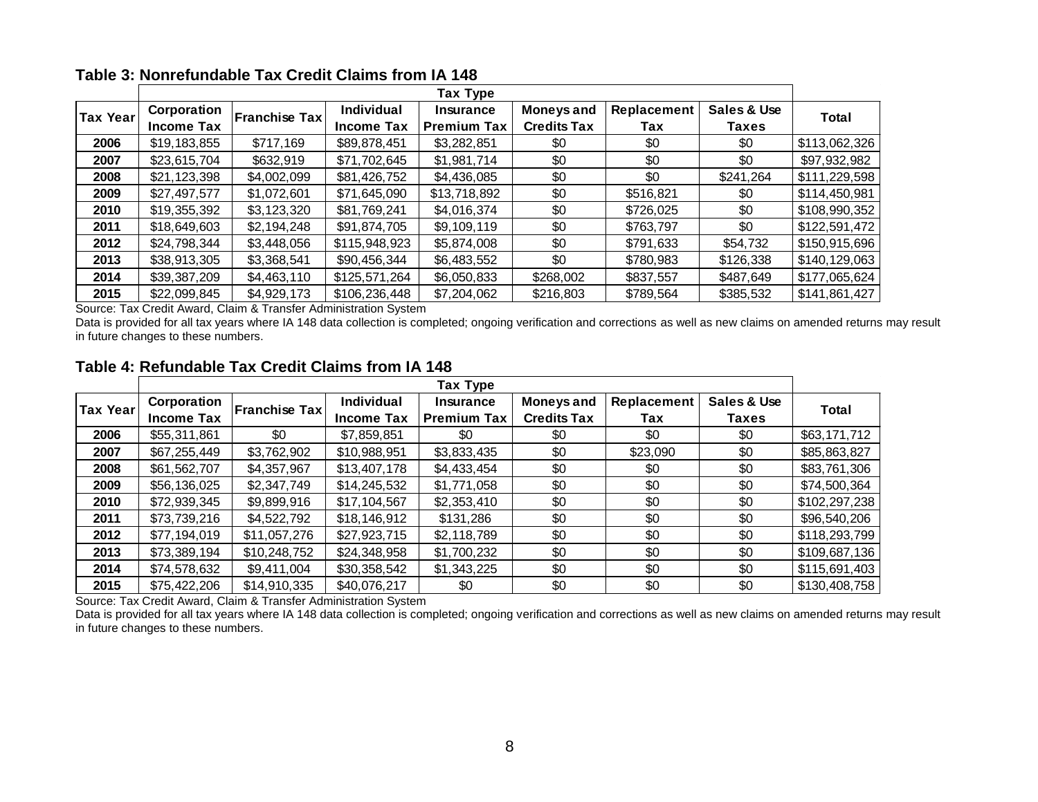### Table 3: Nonrefundable Tax Credit Claims from IA 148

| Tax Year | Tax Type | | | | | | | Total |
|---|---|---|---|---|---|---|---|---|
| | Corporation Income Tax | Franchise Tax | Individual Income Tax | Insurance Premium Tax | Moneys and Credits Tax | Replacement Tax | Sales & Use Taxes | |
| 2006 | $19,183,855 | $717,169 | $89,878,451 | $3,282,851 | $0 | $0 | $0 | $113,062,326 |
| 2007 | $23,615,704 | $632,919 | $71,702,645 | $1,981,714 | $0 | $0 | $0 | $97,932,982 |
| 2008 | $21,123,398 | $4,002,099 | $81,426,752 | $4,436,085 | $0 | $0 | $241,264 | $111,229,598 |
| 2009 | $27,497,577 | $1,072,601 | $71,645,090 | $13,718,892 | $0 | $516,821 | $0 | $114,450,981 |
| 2010 | $19,355,392 | $3,123,320 | $81,769,241 | $4,016,374 | $0 | $726,025 | $0 | $108,990,352 |
| 2011 | $18,649,603 | $2,194,248 | $91,874,705 | $9,109,119 | $0 | $763,797 | $0 | $122,591,472 |
| 2012 | $24,798,344 | $3,448,056 | $115,948,923 | $5,874,008 | $0 | $791,633 | $54,732 | $150,915,696 |
| 2013 | $38,913,305 | $3,368,541 | $90,456,344 | $6,483,552 | $0 | $780,983 | $126,338 | $140,129,063 |
| 2014 | $39,387,209 | $4,463,110 | $125,571,264 | $6,050,833 | $268,002 | $837,557 | $487,649 | $177,065,624 |
| 2015 | $22,099,845 | $4,929,173 | $106,236,448 | $7,204,062 | $216,803 | $789,564 | $385,532 | $141,861,427 |

Source: Tax Credit Award, Claim & Transfer Administration System

Data is provided for all tax years where IA 148 data collection is completed; ongoing verification and corrections as well as new claims on amended returns may result in future changes to these numbers.

### Table 4: Refundable Tax Credit Claims from IA 148

| Tax Year | Tax Type | | | | | | | Total |
|---|---|---|---|---|---|---|---|---|
| | Corporation Income Tax | Franchise Tax | Individual Income Tax | Insurance Premium Tax | Moneys and Credits Tax | Replacement Tax | Sales & Use Taxes | |
| 2006 | $55,311,861 | $0 | $7,859,851 | $0 | $0 | $0 | $0 | $63,171,712 |
| 2007 | $67,255,449 | $3,762,902 | $10,988,951 | $3,833,435 | $0 | $23,090 | $0 | $85,863,827 |
| 2008 | $61,562,707 | $4,357,967 | $13,407,178 | $4,433,454 | $0 | $0 | $0 | $83,761,306 |
| 2009 | $56,136,025 | $2,347,749 | $14,245,532 | $1,771,058 | $0 | $0 | $0 | $74,500,364 |
| 2010 | $72,939,345 | $9,899,916 | $17,104,567 | $2,353,410 | $0 | $0 | $0 | $102,297,238 |
| 2011 | $73,739,216 | $4,522,792 | $18,146,912 | $131,286 | $0 | $0 | $0 | $96,540,206 |
| 2012 | $77,194,019 | $11,057,276 | $27,923,715 | $2,118,789 | $0 | $0 | $0 | $118,293,799 |
| 2013 | $73,389,194 | $10,248,752 | $24,348,958 | $1,700,232 | $0 | $0 | $0 | $109,687,136 |
| 2014 | $74,578,632 | $9,411,004 | $30,358,542 | $1,343,225 | $0 | $0 | $0 | $115,691,403 |
| 2015 | $75,422,206 | $14,910,335 | $40,076,217 | $0 | $0 | $0 | $0 | $130,408,758 |

Source: Tax Credit Award, Claim & Transfer Administration System

Data is provided for all tax years where IA 148 data collection is completed; ongoing verification and corrections as well as new claims on amended returns may result in future changes to these numbers.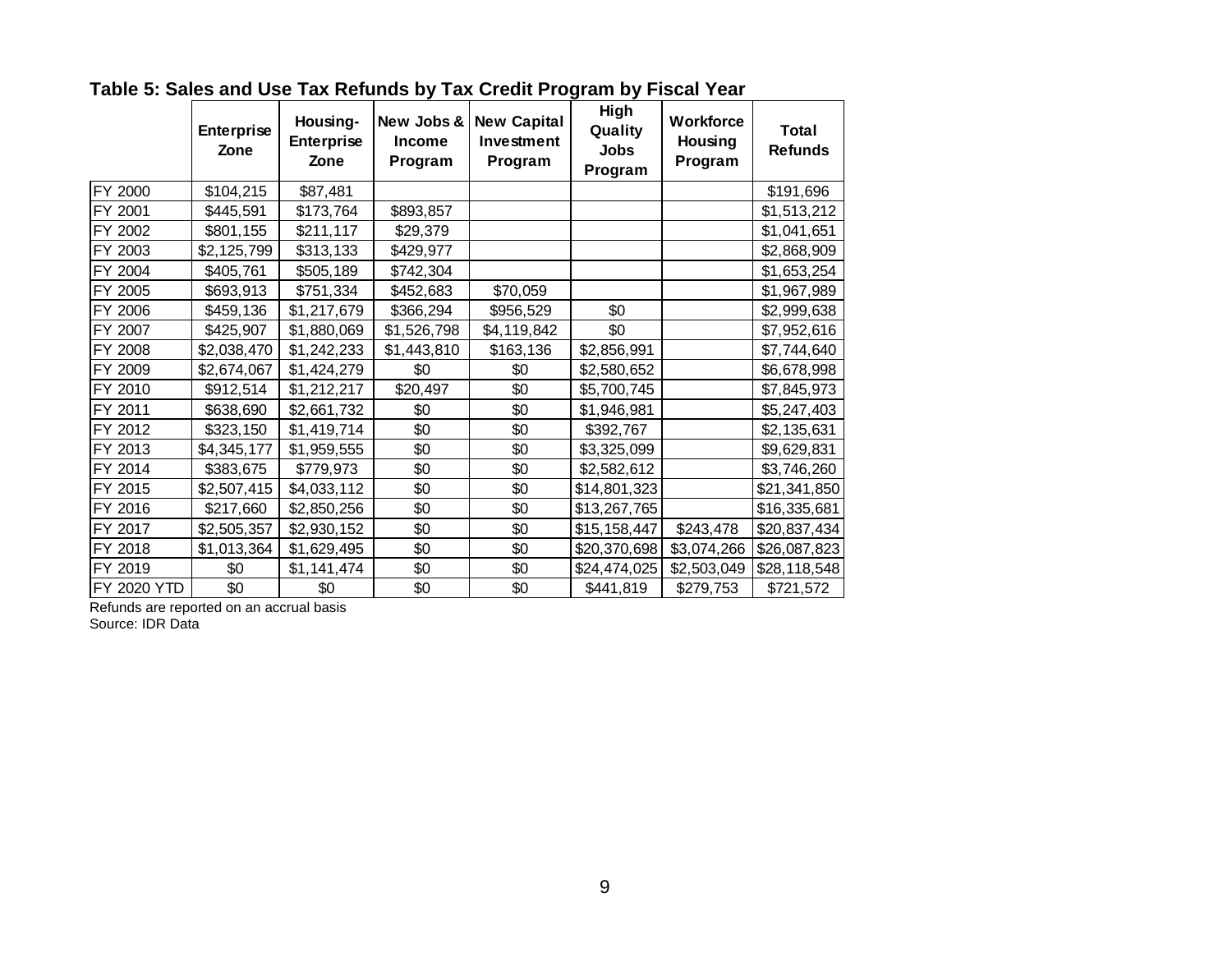**Table 5: Sales and Use Tax Refunds by Tax Credit Program by Fiscal Year**

| | Enterprise Zone | Housing-Enterprise Zone | New Jobs & Income Program | New Capital Investment Program | High Quality Jobs Program | Workforce Housing Program | Total Refunds |
|---|---|---|---|---|---|---|---|
| FY 2000 | $104,215 | $87,481 | | | | | $191,696 |
| FY 2001 | $445,591 | $173,764 | $893,857 | | | | $1,513,212 |
| FY 2002 | $801,155 | $211,117 | $29,379 | | | | $1,041,651 |
| FY 2003 | $2,125,799 | $313,133 | $429,977 | | | | $2,868,909 |
| FY 2004 | $405,761 | $505,189 | $742,304 | | | | $1,653,254 |
| FY 2005 | $693,913 | $751,334 | $452,683 | $70,059 | | | $1,967,989 |
| FY 2006 | $459,136 | $1,217,679 | $366,294 | $956,529 | $0 | | $2,999,638 |
| FY 2007 | $425,907 | $1,880,069 | $1,526,798 | $4,119,842 | $0 | | $7,952,616 |
| FY 2008 | $2,038,470 | $1,242,233 | $1,443,810 | $163,136 | $2,856,991 | | $7,744,640 |
| FY 2009 | $2,674,067 | $1,424,279 | $0 | $0 | $2,580,652 | | $6,678,998 |
| FY 2010 | $912,514 | $1,212,217 | $20,497 | $0 | $5,700,745 | | $7,845,973 |
| FY 2011 | $638,690 | $2,661,732 | $0 | $0 | $1,946,981 | | $5,247,403 |
| FY 2012 | $323,150 | $1,419,714 | $0 | $0 | $392,767 | | $2,135,631 |
| FY 2013 | $4,345,177 | $1,959,555 | $0 | $0 | $3,325,099 | | $9,629,831 |
| FY 2014 | $383,675 | $779,973 | $0 | $0 | $2,582,612 | | $3,746,260 |
| FY 2015 | $2,507,415 | $4,033,112 | $0 | $0 | $14,801,323 | | $21,341,850 |
| FY 2016 | $217,660 | $2,850,256 | $0 | $0 | $13,267,765 | | $16,335,681 |
| FY 2017 | $2,505,357 | $2,930,152 | $0 | $0 | $15,158,447 | $243,478 | $20,837,434 |
| FY 2018 | $1,013,364 | $1,629,495 | $0 | $0 | $20,370,698 | $3,074,266 | $26,087,823 |
| FY 2019 | $0 | $1,141,474 | $0 | $0 | $24,474,025 | $2,503,049 | $28,118,548 |
| FY 2020 YTD | $0 | $0 | $0 | $0 | $441,819 | $279,753 | $721,572 |

Refunds are reported on an accrual basis
Source: IDR Data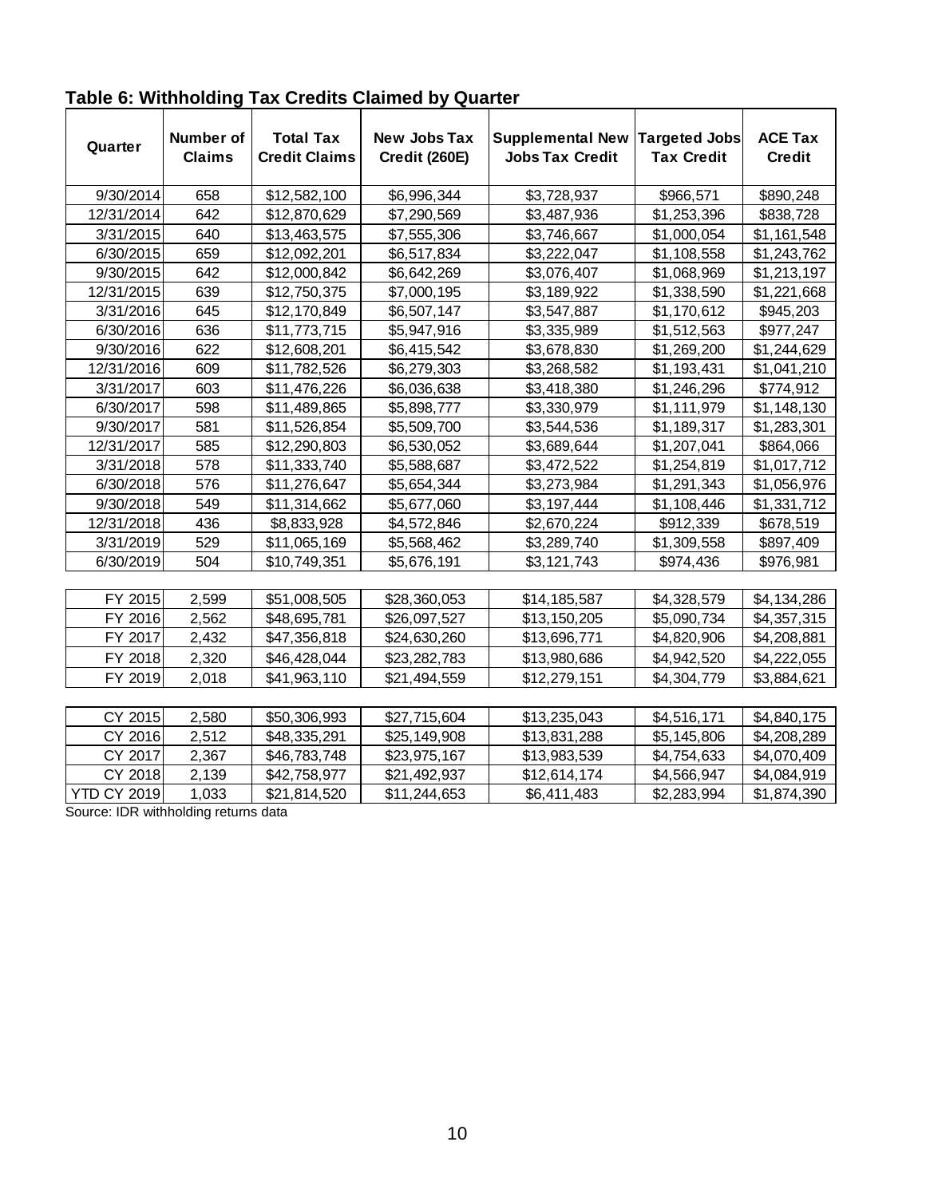**Table 6: Withholding Tax Credits Claimed by Quarter**

| Quarter | Number of Claims | Total Tax Credit Claims | New Jobs Tax Credit (260E) | Supplemental New Jobs Tax Credit | Targeted Jobs Tax Credit | ACE Tax Credit |
|---|---|---|---|---|---|---|
| 9/30/2014 | 658 | $12,582,100 | $6,996,344 | $3,728,937 | $966,571 | $890,248 |
| 12/31/2014 | 642 | $12,870,629 | $7,290,569 | $3,487,936 | $1,253,396 | $838,728 |
| 3/31/2015 | 640 | $13,463,575 | $7,555,306 | $3,746,667 | $1,000,054 | $1,161,548 |
| 6/30/2015 | 659 | $12,092,201 | $6,517,834 | $3,222,047 | $1,108,558 | $1,243,762 |
| 9/30/2015 | 642 | $12,000,842 | $6,642,269 | $3,076,407 | $1,068,969 | $1,213,197 |
| 12/31/2015 | 639 | $12,750,375 | $7,000,195 | $3,189,922 | $1,338,590 | $1,221,668 |
| 3/31/2016 | 645 | $12,170,849 | $6,507,147 | $3,547,887 | $1,170,612 | $945,203 |
| 6/30/2016 | 636 | $11,773,715 | $5,947,916 | $3,335,989 | $1,512,563 | $977,247 |
| 9/30/2016 | 622 | $12,608,201 | $6,415,542 | $3,678,830 | $1,269,200 | $1,244,629 |
| 12/31/2016 | 609 | $11,782,526 | $6,279,303 | $3,268,582 | $1,193,431 | $1,041,210 |
| 3/31/2017 | 603 | $11,476,226 | $6,036,638 | $3,418,380 | $1,246,296 | $774,912 |
| 6/30/2017 | 598 | $11,489,865 | $5,898,777 | $3,330,979 | $1,111,979 | $1,148,130 |
| 9/30/2017 | 581 | $11,526,854 | $5,509,700 | $3,544,536 | $1,189,317 | $1,283,301 |
| 12/31/2017 | 585 | $12,290,803 | $6,530,052 | $3,689,644 | $1,207,041 | $864,066 |
| 3/31/2018 | 578 | $11,333,740 | $5,588,687 | $3,472,522 | $1,254,819 | $1,017,712 |
| 6/30/2018 | 576 | $11,276,647 | $5,654,344 | $3,273,984 | $1,291,343 | $1,056,976 |
| 9/30/2018 | 549 | $11,314,662 | $5,677,060 | $3,197,444 | $1,108,446 | $1,331,712 |
| 12/31/2018 | 436 | $8,833,928 | $4,572,846 | $2,670,224 | $912,339 | $678,519 |
| 3/31/2019 | 529 | $11,065,169 | $5,568,462 | $3,289,740 | $1,309,558 | $897,409 |
| 6/30/2019 | 504 | $10,749,351 | $5,676,191 | $3,121,743 | $974,436 | $976,981 |
| | | | | | | |
| FY 2015 | 2,599 | $51,008,505 | $28,360,053 | $14,185,587 | $4,328,579 | $4,134,286 |
| FY 2016 | 2,562 | $48,695,781 | $26,097,527 | $13,150,205 | $5,090,734 | $4,357,315 |
| FY 2017 | 2,432 | $47,356,818 | $24,630,260 | $13,696,771 | $4,820,906 | $4,208,881 |
| FY 2018 | 2,320 | $46,428,044 | $23,282,783 | $13,980,686 | $4,942,520 | $4,222,055 |
| FY 2019 | 2,018 | $41,963,110 | $21,494,559 | $12,279,151 | $4,304,779 | $3,884,621 |
| | | | | | | |
| CY 2015 | 2,580 | $50,306,993 | $27,715,604 | $13,235,043 | $4,516,171 | $4,840,175 |
| CY 2016 | 2,512 | $48,335,291 | $25,149,908 | $13,831,288 | $5,145,806 | $4,208,289 |
| CY 2017 | 2,367 | $46,783,748 | $23,975,167 | $13,983,539 | $4,754,633 | $4,070,409 |
| CY 2018 | 2,139 | $42,758,977 | $21,492,937 | $12,614,174 | $4,566,947 | $4,084,919 |
| YTD CY 2019 | 1,033 | $21,814,520 | $11,244,653 | $6,411,483 | $2,283,994 | $1,874,390 |

Source: IDR withholding returns data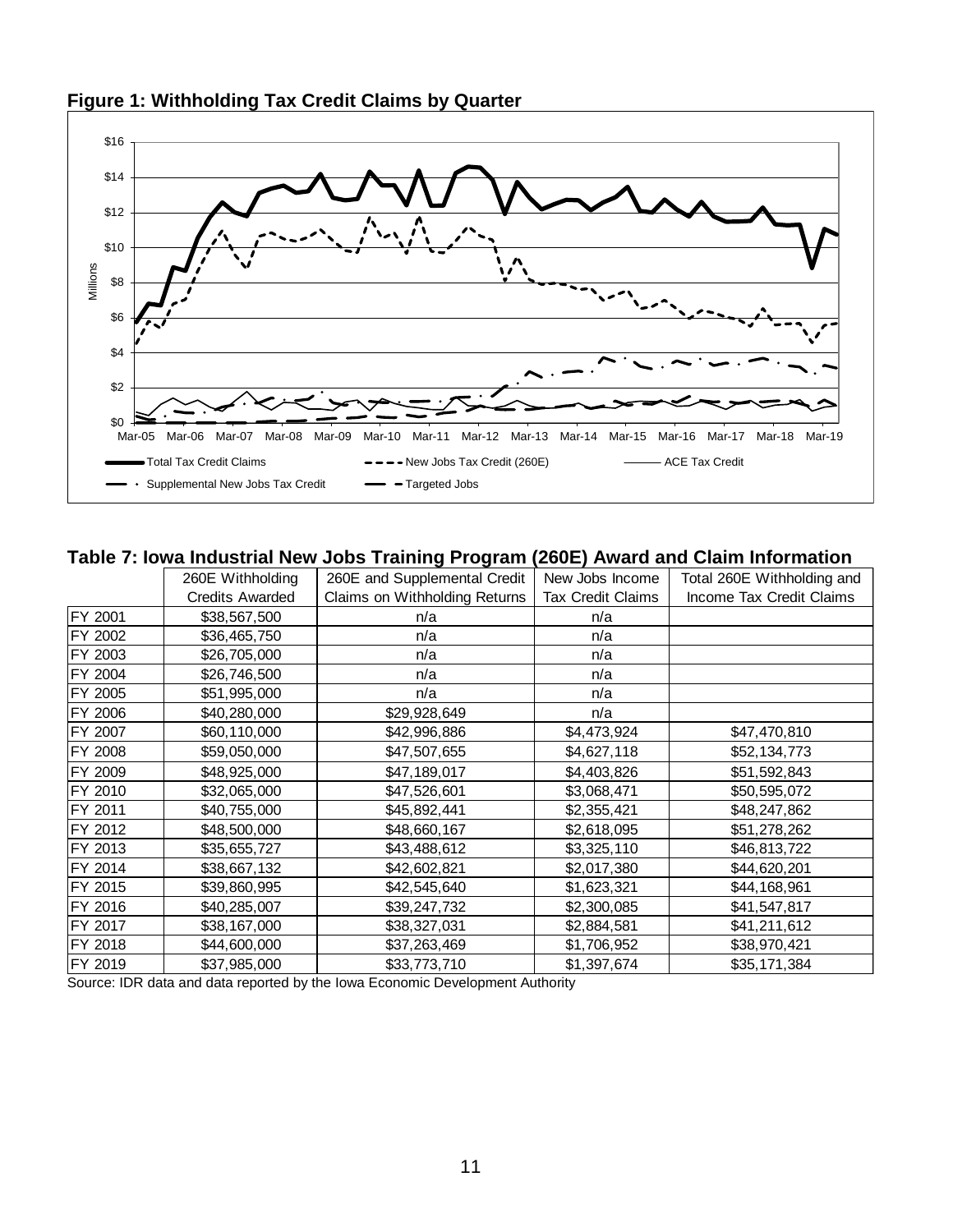**Figure 1: Withholding Tax Credit Claims by Quarter**

**Table 7: Iowa Industrial New Jobs Training Program (260E) Award and Claim Information**

| | 260E Withholding Credits Awarded | 260E and Supplemental Credit Claims on Withholding Returns | New Jobs Income Tax Credit Claims | Total 260E Withholding and Income Tax Credit Claims |
|---|---|---|---|---|
| FY 2001 | $38,567,500 | n/a | n/a | |
| FY 2002 | $36,465,750 | n/a | n/a | |
| FY 2003 | $26,705,000 | n/a | n/a | |
| FY 2004 | $26,746,500 | n/a | n/a | |
| FY 2005 | $51,995,000 | n/a | n/a | |
| FY 2006 | $40,280,000 | $29,928,649 | n/a | |
| FY 2007 | $60,110,000 | $42,996,886 | $4,473,924 | $47,470,810 |
| FY 2008 | $59,050,000 | $47,507,655 | $4,627,118 | $52,134,773 |
| FY 2009 | $48,925,000 | $47,189,017 | $4,403,826 | $51,592,843 |
| FY 2010 | $32,065,000 | $47,526,601 | $3,068,471 | $50,595,072 |
| FY 2011 | $40,755,000 | $45,892,441 | $2,355,421 | $48,247,862 |
| FY 2012 | $48,500,000 | $48,660,167 | $2,618,095 | $51,278,262 |
| FY 2013 | $35,655,727 | $43,488,612 | $3,325,110 | $46,813,722 |
| FY 2014 | $38,667,132 | $42,602,821 | $2,017,380 | $44,620,201 |
| FY 2015 | $39,860,995 | $42,545,640 | $1,623,321 | $44,168,961 |
| FY 2016 | $40,285,007 | $39,247,732 | $2,300,085 | $41,547,817 |
| FY 2017 | $38,167,000 | $38,327,031 | $2,884,581 | $41,211,612 |
| FY 2018 | $44,600,000 | $37,263,469 | $1,706,952 | $38,970,421 |
| FY 2019 | $37,985,000 | $33,773,710 | $1,397,674 | $35,171,384 |

Source: IDR data and data reported by the Iowa Economic Development Authority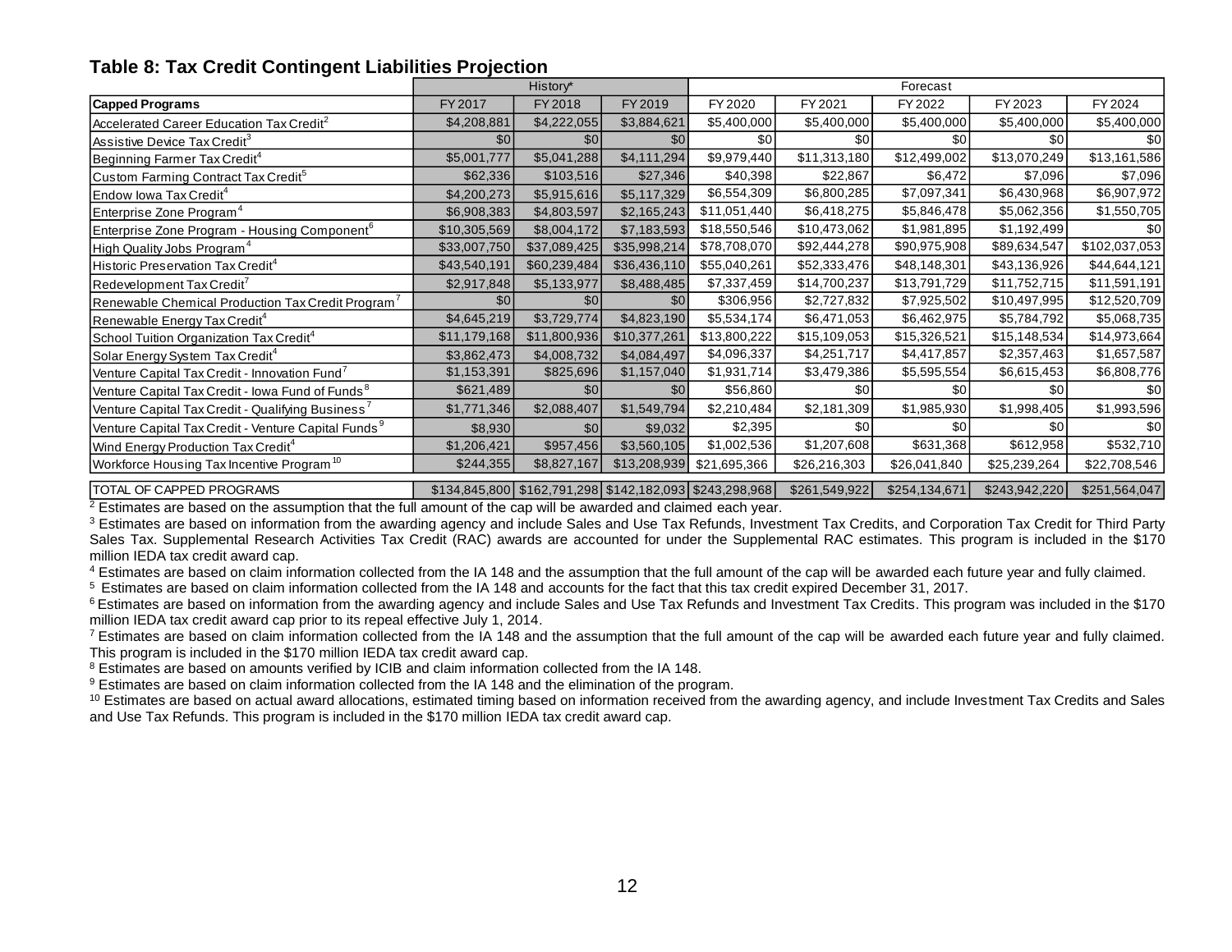## Table 8: Tax Credit Contingent Liabilities Projection

| | History* | | | Forecast | | | | |
|---|---|---|---|---|---|---|---|---|
| **Capped Programs** | FY 2017 | FY 2018 | FY 2019 | FY 2020 | FY 2021 | FY 2022 | FY 2023 | FY 2024 |
| Accelerated Career Education Tax Credit[2] | $4,208,881 | $4,222,055 | $3,884,621 | $5,400,000 | $5,400,000 | $5,400,000 | $5,400,000 | $5,400,000 |
| Assistive Device Tax Credit[3] | $0 | $0 | $0 | $0 | $0 | $0 | $0 | $0 |
| Beginning Farmer Tax Credit[4] | $5,001,777 | $5,041,288 | $4,111,294 | $9,979,440 | $11,313,180 | $12,499,002 | $13,070,249 | $13,161,586 |
| Custom Farming Contract Tax Credit[5] | $62,336 | $103,516 | $27,346 | $40,398 | $22,867 | $6,472 | $7,096 | $7,096 |
| Endow Iowa Tax Credit[4] | $4,200,273 | $5,915,616 | $5,117,329 | $6,554,309 | $6,800,285 | $7,097,341 | $6,430,968 | $6,907,972 |
| Enterprise Zone Program[4] | $6,908,383 | $4,803,597 | $2,165,243 | $11,051,440 | $6,418,275 | $5,846,478 | $5,062,356 | $1,550,705 |
| Enterprise Zone Program - Housing Component[6] | $10,305,569 | $8,004,172 | $7,183,593 | $18,550,546 | $10,473,062 | $1,981,895 | $1,192,499 | $0 |
| High Quality Jobs Program[4] | $33,007,750 | $37,089,425 | $35,998,214 | $78,708,070 | $92,444,278 | $90,975,908 | $89,634,547 | $102,037,053 |
| Historic Preservation Tax Credit[4] | $43,540,191 | $60,239,484 | $36,436,110 | $55,040,261 | $52,333,476 | $48,148,301 | $43,136,926 | $44,644,121 |
| Redevelopment Tax Credit[7] | $2,917,848 | $5,133,977 | $8,488,485 | $7,337,459 | $14,700,237 | $13,791,729 | $11,752,715 | $11,591,191 |
| Renewable Chemical Production Tax Credit Program[7] | $0 | $0 | $0 | $306,956 | $2,727,832 | $7,925,502 | $10,497,995 | $12,520,709 |
| Renewable Energy Tax Credit[4] | $4,645,219 | $3,729,774 | $4,823,190 | $5,534,174 | $6,471,053 | $6,462,975 | $5,784,792 | $5,068,735 |
| School Tuition Organization Tax Credit[4] | $11,179,168 | $11,800,936 | $10,377,261 | $13,800,222 | $15,109,053 | $15,326,521 | $15,148,534 | $14,973,664 |
| Solar Energy System Tax Credit[4] | $3,862,473 | $4,008,732 | $4,084,497 | $4,096,337 | $4,251,717 | $4,417,857 | $2,357,463 | $1,657,587 |
| Venture Capital Tax Credit - Innovation Fund[7] | $1,153,391 | $825,696 | $1,157,040 | $1,931,714 | $3,479,386 | $5,595,554 | $6,615,453 | $6,808,776 |
| Venture Capital Tax Credit - Iowa Fund of Funds[8] | $621,489 | $0 | $0 | $56,860 | $0 | $0 | $0 | $0 |
| Venture Capital Tax Credit - Qualifying Business[7] | $1,771,346 | $2,088,407 | $1,549,794 | $2,210,484 | $2,181,309 | $1,985,930 | $1,998,405 | $1,993,596 |
| Venture Capital Tax Credit - Venture Capital Funds[9] | $8,930 | $0 | $9,032 | $2,395 | $0 | $0 | $0 | $0 |
| Wind Energy Production Tax Credit[4] | $1,206,421 | $957,456 | $3,560,105 | $1,002,536 | $1,207,608 | $631,368 | $612,958 | $532,710 |
| Workforce Housing Tax Incentive Program[10] | $244,355 | $8,827,167 | $13,208,939 | $21,695,366 | $26,216,303 | $26,041,840 | $25,239,264 | $22,708,546 |
| TOTAL OF CAPPED PROGRAMS | $134,845,800 | $162,791,298 | $142,182,093 | $243,298,968 | $261,549,922 | $254,134,671 | $243,942,220 | $251,564,047 |

[2] Estimates are based on the assumption that the full amount of the cap will be awarded and claimed each year.

[3] Estimates are based on information from the awarding agency and include Sales and Use Tax Refunds, Investment Tax Credits, and Corporation Tax Credit for Third Party Sales Tax. Supplemental Research Activities Tax Credit (RAC) awards are accounted for under the Supplemental RAC estimates. This program is included in the $170 million IEDA tax credit award cap.

[4] Estimates are based on claim information collected from the IA 148 and the assumption that the full amount of the cap will be awarded each future year and fully claimed.

[5] Estimates are based on claim information collected from the IA 148 and accounts for the fact that this tax credit expired December 31, 2017.

[6] Estimates are based on information from the awarding agency and include Sales and Use Tax Refunds and Investment Tax Credits. This program was included in the $170 million IEDA tax credit award cap prior to its repeal effective July 1, 2014.

[7] Estimates are based on claim information collected from the IA 148 and the assumption that the full amount of the cap will be awarded each future year and fully claimed. This program is included in the $170 million IEDA tax credit award cap.

[8] Estimates are based on amounts verified by ICIB and claim information collected from the IA 148.

[9] Estimates are based on claim information collected from the IA 148 and the elimination of the program.

[10] Estimates are based on actual award allocations, estimated timing based on information received from the awarding agency, and include Investment Tax Credits and Sales and Use Tax Refunds. This program is included in the $170 million IEDA tax credit award cap.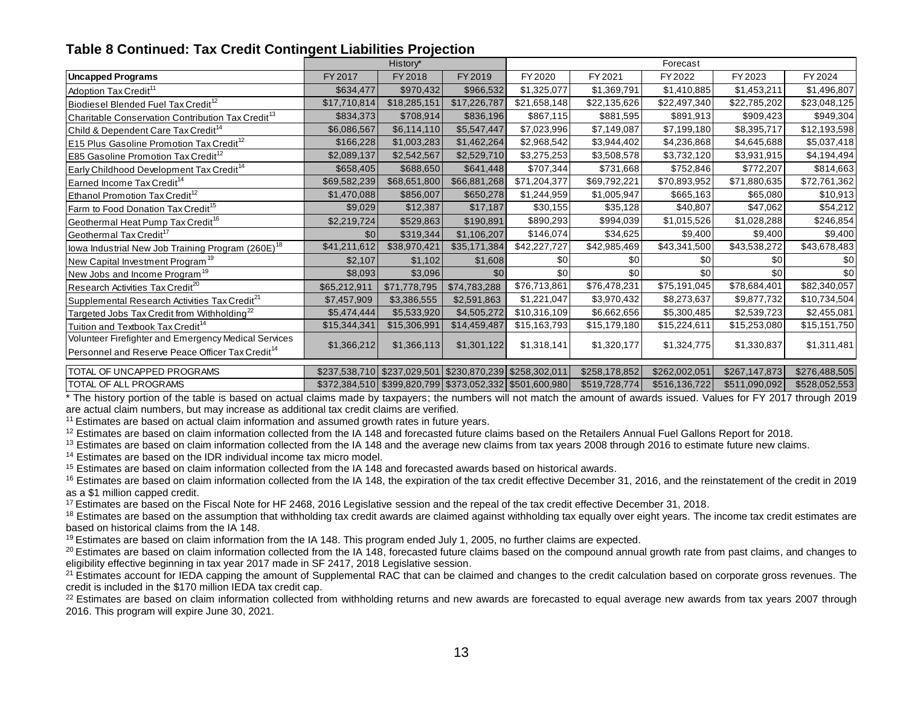## Table 8 Continued: Tax Credit Contingent Liabilities Projection

| | History* | | | Forecast | | | | |
|---|---|---|---|---|---|---|---|---|
| **Uncapped Programs** | FY 2017 | FY 2018 | FY 2019 | FY 2020 | FY 2021 | FY 2022 | FY 2023 | FY 2024 |
| Adoption Tax Credit[11] | $634,477 | $970,432 | $966,532 | $1,325,077 | $1,369,791 | $1,410,885 | $1,453,211 | $1,496,807 |
| Biodiesel Blended Fuel Tax Credit[12] | $17,710,814 | $18,285,151 | $17,226,787 | $21,658,148 | $22,135,626 | $22,497,340 | $22,785,202 | $23,048,125 |
| Charitable Conservation Contribution Tax Credit[13] | $834,373 | $708,914 | $836,196 | $867,115 | $881,595 | $891,913 | $909,423 | $949,304 |
| Child & Dependent Care Tax Credit[14] | $6,086,567 | $6,114,110 | $5,547,447 | $7,023,996 | $7,149,087 | $7,199,180 | $8,395,717 | $12,193,598 |
| E15 Plus Gasoline Promotion Tax Credit[12] | $166,228 | $1,003,283 | $1,462,264 | $2,968,542 | $3,944,402 | $4,236,868 | $4,645,688 | $5,037,418 |
| E85 Gasoline Promotion Tax Credit[12] | $2,089,137 | $2,542,567 | $2,529,710 | $3,275,253 | $3,508,578 | $3,732,120 | $3,931,915 | $4,194,494 |
| Early Childhood Development Tax Credit[14] | $658,405 | $688,650 | $641,448 | $707,344 | $731,668 | $752,846 | $772,207 | $814,663 |
| Earned Income Tax Credit[14] | $69,582,239 | $68,651,800 | $66,881,268 | $71,204,377 | $69,792,221 | $70,893,952 | $71,880,635 | $72,761,362 |
| Ethanol Promotion Tax Credit[12] | $1,470,088 | $856,007 | $650,278 | $1,244,959 | $1,005,947 | $665,163 | $65,080 | $10,913 |
| Farm to Food Donation Tax Credit[15] | $9,029 | $12,387 | $17,187 | $30,155 | $35,128 | $40,807 | $47,062 | $54,212 |
| Geothermal Heat Pump Tax Credit[16] | $2,219,724 | $529,863 | $190,891 | $890,293 | $994,039 | $1,015,526 | $1,028,288 | $246,854 |
| Geothermal Tax Credit[17] | $0 | $319,344 | $1,106,207 | $146,074 | $34,625 | $9,400 | $9,400 | $9,400 |
| Iowa Industrial New Job Training Program (260E)[18] | $41,211,612 | $38,970,421 | $35,171,384 | $42,227,727 | $42,985,469 | $43,341,500 | $43,538,272 | $43,678,483 |
| New Capital Investment Program[19] | $2,107 | $1,102 | $1,608 | $0 | $0 | $0 | $0 | $0 |
| New Jobs and Income Program[19] | $8,093 | $3,096 | $0 | $0 | $0 | $0 | $0 | $0 |
| Research Activities Tax Credit[20] | $65,212,911 | $71,778,795 | $74,783,288 | $76,713,861 | $76,478,231 | $75,191,045 | $78,684,401 | $82,340,057 |
| Supplemental Research Activities Tax Credit[21] | $7,457,909 | $3,386,555 | $2,591,863 | $1,221,047 | $3,970,432 | $8,273,637 | $9,877,732 | $10,734,504 |
| Targeted Jobs Tax Credit from Withholding[22] | $5,474,444 | $5,533,920 | $4,505,272 | $10,316,109 | $6,662,656 | $5,300,485 | $2,539,723 | $2,455,081 |
| Tuition and Textbook Tax Credit[14] | $15,344,341 | $15,306,991 | $14,459,487 | $15,163,793 | $15,179,180 | $15,224,611 | $15,253,080 | $15,151,750 |
| Volunteer Firefighter and Emergency Medical Services Personnel and Reserve Peace Officer Tax Credit[14] | $1,366,212 | $1,366,113 | $1,301,122 | $1,318,141 | $1,320,177 | $1,324,775 | $1,330,837 | $1,311,481 |
| TOTAL OF UNCAPPED PROGRAMS | $237,538,710 | $237,029,501 | $230,870,239 | $258,302,011 | $258,178,852 | $262,002,051 | $267,147,873 | $276,488,505 |
| TOTAL OF ALL PROGRAMS | $372,384,510 | $399,820,799 | $373,052,332 | $501,600,980 | $519,728,774 | $516,136,722 | $511,090,092 | $528,052,553 |

* The history portion of the table is based on actual claims made by taxpayers; the numbers will not match the amount of awards issued. Values for FY 2017 through 2019 are actual claim numbers, but may increase as additional tax credit claims are verified.

[11] Estimates are based on actual claim information and assumed growth rates in future years.

[12] Estimates are based on claim information collected from the IA 148 and forecasted future claims based on the Retailers Annual Fuel Gallons Report for 2018.

[13] Estimates are based on claim information collected from the IA 148 and the average new claims from tax years 2008 through 2016 to estimate future new claims.

[14] Estimates are based on the IDR individual income tax micro model.

[15] Estimates are based on claim information collected from the IA 148 and forecasted awards based on historical awards.

[16] Estimates are based on claim information collected from the IA 148, the expiration of the tax credit effective December 31, 2016, and the reinstatement of the credit in 2019 as a $1 million capped credit.

[17] Estimates are based on the Fiscal Note for HF 2468, 2016 Legislative session and the repeal of the tax credit effective December 31, 2018.

[18] Estimates are based on the assumption that withholding tax credit awards are claimed against withholding tax equally over eight years. The income tax credit estimates are based on historical claims from the IA 148.

[19] Estimates are based on claim information from the IA 148. This program ended July 1, 2005, no further claims are expected.

[20] Estimates are based on claim information collected from the IA 148, forecasted future claims based on the compound annual growth rate from past claims, and changes to eligibility effective beginning in tax year 2017 made in SF 2417, 2018 Legislative session.

[21] Estimates account for IEDA capping the amount of Supplemental RAC that can be claimed and changes to the credit calculation based on corporate gross revenues. The credit is included in the $170 million IEDA tax credit cap.

[22] Estimates are based on claim information collected from withholding returns and new awards are forecasted to equal average new awards from tax years 2007 through 2016. This program will expire June 30, 2021.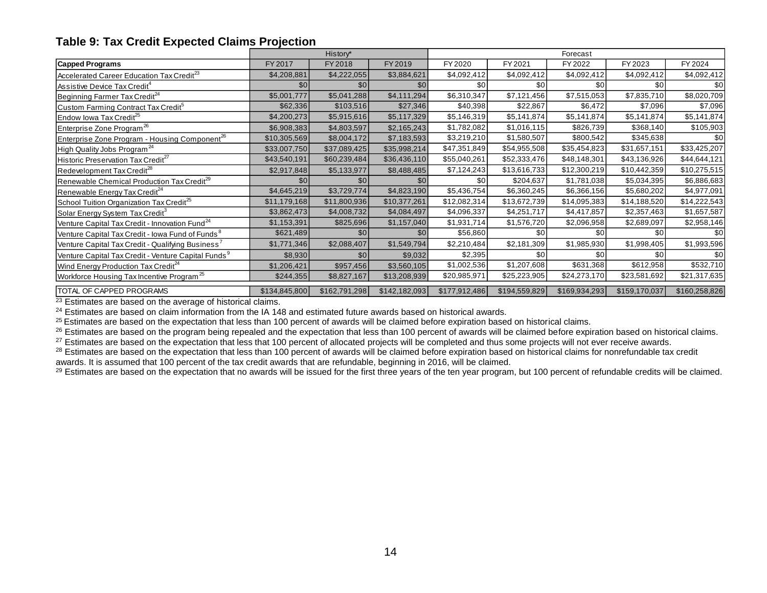### Table 9: Tax Credit Expected Claims Projection

| | History* | | | Forecast | | | | |
|---|---|---|---|---|---|---|---|---|
| **Capped Programs** | FY 2017 | FY 2018 | FY 2019 | FY 2020 | FY 2021 | FY 2022 | FY 2023 | FY 2024 |
| Accelerated Career Education Tax Credit[23] | $4,208,881 | $4,222,055 | $3,884,621 | $4,092,412 | $4,092,412 | $4,092,412 | $4,092,412 | $4,092,412 |
| Assistive Device Tax Credit[4] | $0 | $0 | $0 | $0 | $0 | $0 | $0 | $0 |
| Beginning Farmer Tax Credit[24] | $5,001,777 | $5,041,288 | $4,111,294 | $6,310,347 | $7,121,456 | $7,515,053 | $7,835,710 | $8,020,709 |
| Custom Farming Contract Tax Credit[5] | $62,336 | $103,516 | $27,346 | $40,398 | $22,867 | $6,472 | $7,096 | $7,096 |
| Endow Iowa Tax Credit[25] | $4,200,273 | $5,915,616 | $5,117,329 | $5,146,319 | $5,141,874 | $5,141,874 | $5,141,874 | $5,141,874 |
| Enterprise Zone Program[26] | $6,908,383 | $4,803,597 | $2,165,243 | $1,782,082 | $1,016,115 | $826,739 | $368,140 | $105,903 |
| Enterprise Zone Program - Housing Component[26] | $10,305,569 | $8,004,172 | $7,183,593 | $3,219,210 | $1,580,507 | $800,542 | $345,638 | $0 |
| High Quality Jobs Program[24] | $33,007,750 | $37,089,425 | $35,998,214 | $47,351,849 | $54,955,508 | $35,454,823 | $31,657,151 | $33,425,207 |
| Historic Preservation Tax Credit[27] | $43,540,191 | $60,239,484 | $36,436,110 | $55,040,261 | $52,333,476 | $48,148,301 | $43,136,926 | $44,644,121 |
| Redevelopment Tax Credit[28] | $2,917,848 | $5,133,977 | $8,488,485 | $7,124,243 | $13,616,733 | $12,300,219 | $10,442,359 | $10,275,515 |
| Renewable Chemical Production Tax Credit[29] | $0 | $0 | $0 | $0 | $204,637 | $1,781,038 | $5,034,395 | $6,886,683 |
| Renewable Energy Tax Credit[24] | $4,645,219 | $3,729,774 | $4,823,190 | $5,436,754 | $6,360,245 | $6,366,156 | $5,680,202 | $4,977,091 |
| School Tuition Organization Tax Credit[25] | $11,179,168 | $11,800,936 | $10,377,261 | $12,082,314 | $13,672,739 | $14,095,383 | $14,188,520 | $14,222,543 |
| Solar Energy System Tax Credit[3] | $3,862,473 | $4,008,732 | $4,084,497 | $4,096,337 | $4,251,717 | $4,417,857 | $2,357,463 | $1,657,587 |
| Venture Capital Tax Credit - Innovation Fund[24] | $1,153,391 | $825,696 | $1,157,040 | $1,931,714 | $1,576,720 | $2,096,958 | $2,689,097 | $2,958,146 |
| Venture Capital Tax Credit - Iowa Fund of Funds[8] | $621,489 | $0 | $0 | $56,860 | $0 | $0 | $0 | $0 |
| Venture Capital Tax Credit - Qualifying Business[7] | $1,771,346 | $2,088,407 | $1,549,794 | $2,210,484 | $2,181,309 | $1,985,930 | $1,998,405 | $1,993,596 |
| Venture Capital Tax Credit - Venture Capital Funds[9] | $8,930 | $0 | $9,032 | $2,395 | $0 | $0 | $0 | $0 |
| Wind Energy Production Tax Credit[24] | $1,206,421 | $957,456 | $3,560,105 | $1,002,536 | $1,207,608 | $631,368 | $612,958 | $532,710 |
| Workforce Housing Tax Incentive Program[25] | $244,355 | $8,827,167 | $13,208,939 | $20,985,971 | $25,223,905 | $24,273,170 | $23,581,692 | $21,317,635 |
| TOTAL OF CAPPED PROGRAMS | $134,845,800 | $162,791,298 | $142,182,093 | $177,912,486 | $194,559,829 | $169,934,293 | $159,170,037 | $160,258,826 |

[23] Estimates are based on the average of historical claims.

[24] Estimates are based on claim information from the IA 148 and estimated future awards based on historical awards.

[25] Estimates are based on the expectation that less than 100 percent of awards will be claimed before expiration based on historical claims.

[26] Estimates are based on the program being repealed and the expectation that less than 100 percent of awards will be claimed before expiration based on historical claims.

[27] Estimates are based on the expectation that less that 100 percent of allocated projects will be completed and thus some projects will not ever receive awards.

[28] Estimates are based on the expectation that less than 100 percent of awards will be claimed before expiration based on historical claims for nonrefundable tax credit awards. It is assumed that 100 percent of the tax credit awards that are refundable, beginning in 2016, will be claimed.

[29] Estimates are based on the expectation that no awards will be issued for the first three years of the ten year program, but 100 percent of refundable credits will be claimed.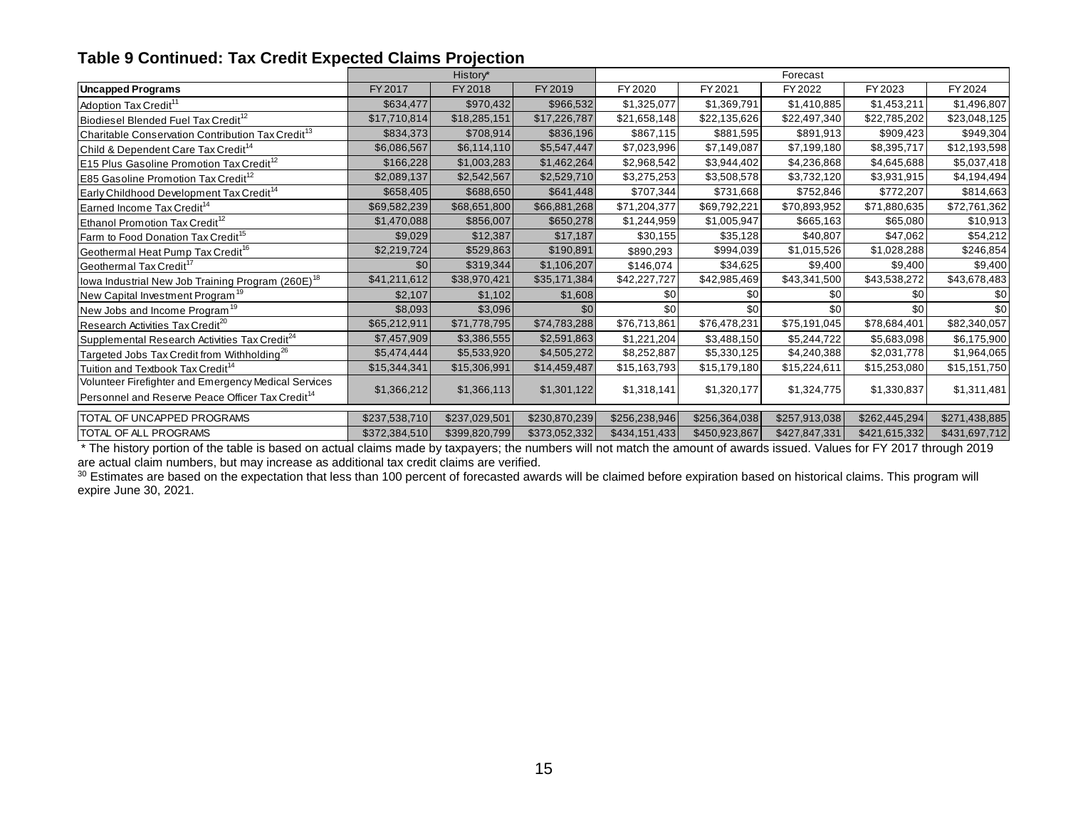## Table 9 Continued: Tax Credit Expected Claims Projection

| | History* | | | Forecast | | | | |
|---|---|---|---|---|---|---|---|---|
| **Uncapped Programs** | FY 2017 | FY 2018 | FY 2019 | FY 2020 | FY 2021 | FY 2022 | FY 2023 | FY 2024 |
| Adoption Tax Credit[11] | $634,477 | $970,432 | $966,532 | $1,325,077 | $1,369,791 | $1,410,885 | $1,453,211 | $1,496,807 |
| Biodiesel Blended Fuel Tax Credit[12] | $17,710,814 | $18,285,151 | $17,226,787 | $21,658,148 | $22,135,626 | $22,497,340 | $22,785,202 | $23,048,125 |
| Charitable Conservation Contribution Tax Credit[13] | $834,373 | $708,914 | $836,196 | $867,115 | $881,595 | $891,913 | $909,423 | $949,304 |
| Child & Dependent Care Tax Credit[14] | $6,086,567 | $6,114,110 | $5,547,447 | $7,023,996 | $7,149,087 | $7,199,180 | $8,395,717 | $12,193,598 |
| E15 Plus Gasoline Promotion Tax Credit[12] | $166,228 | $1,003,283 | $1,462,264 | $2,968,542 | $3,944,402 | $4,236,868 | $4,645,688 | $5,037,418 |
| E85 Gasoline Promotion Tax Credit[12] | $2,089,137 | $2,542,567 | $2,529,710 | $3,275,253 | $3,508,578 | $3,732,120 | $3,931,915 | $4,194,494 |
| Early Childhood Development Tax Credit[14] | $658,405 | $688,650 | $641,448 | $707,344 | $731,668 | $752,846 | $772,207 | $814,663 |
| Earned Income Tax Credit[14] | $69,582,239 | $68,651,800 | $66,881,268 | $71,204,377 | $69,792,221 | $70,893,952 | $71,880,635 | $72,761,362 |
| Ethanol Promotion Tax Credit[12] | $1,470,088 | $856,007 | $650,278 | $1,244,959 | $1,005,947 | $665,163 | $65,080 | $10,913 |
| Farm to Food Donation Tax Credit[15] | $9,029 | $12,387 | $17,187 | $30,155 | $35,128 | $40,807 | $47,062 | $54,212 |
| Geothermal Heat Pump Tax Credit[16] | $2,219,724 | $529,863 | $190,891 | $890,293 | $994,039 | $1,015,526 | $1,028,288 | $246,854 |
| Geothermal Tax Credit[17] | $0 | $319,344 | $1,106,207 | $146,074 | $34,625 | $9,400 | $9,400 | $9,400 |
| Iowa Industrial New Job Training Program (260E)[18] | $41,211,612 | $38,970,421 | $35,171,384 | $42,227,727 | $42,985,469 | $43,341,500 | $43,538,272 | $43,678,483 |
| New Capital Investment Program[19] | $2,107 | $1,102 | $1,608 | $0 | $0 | $0 | $0 | $0 |
| New Jobs and Income Program[19] | $8,093 | $3,096 | $0 | $0 | $0 | $0 | $0 | $0 |
| Research Activities Tax Credit[20] | $65,212,911 | $71,778,795 | $74,783,288 | $76,713,861 | $76,478,231 | $75,191,045 | $78,684,401 | $82,340,057 |
| Supplemental Research Activities Tax Credit[24] | $7,457,909 | $3,386,555 | $2,591,863 | $1,221,204 | $3,488,150 | $5,244,722 | $5,683,098 | $6,175,900 |
| Targeted Jobs Tax Credit from Withholding[26] | $5,474,444 | $5,533,920 | $4,505,272 | $8,252,887 | $5,330,125 | $4,240,388 | $2,031,778 | $1,964,065 |
| Tuition and Textbook Tax Credit[14] | $15,344,341 | $15,306,991 | $14,459,487 | $15,163,793 | $15,179,180 | $15,224,611 | $15,253,080 | $15,151,750 |
| Volunteer Firefighter and Emergency Medical Services Personnel and Reserve Peace Officer Tax Credit[14] | $1,366,212 | $1,366,113 | $1,301,122 | $1,318,141 | $1,320,177 | $1,324,775 | $1,330,837 | $1,311,481 |
| TOTAL OF UNCAPPED PROGRAMS | $237,538,710 | $237,029,501 | $230,870,239 | $256,238,946 | $256,364,038 | $257,913,038 | $262,445,294 | $271,438,885 |
| TOTAL OF ALL PROGRAMS | $372,384,510 | $399,820,799 | $373,052,332 | $434,151,433 | $450,923,867 | $427,847,331 | $421,615,332 | $431,697,712 |

* The history portion of the table is based on actual claims made by taxpayers; the numbers will not match the amount of awards issued. Values for FY 2017 through 2019 are actual claim numbers, but may increase as additional tax credit claims are verified.

[30] Estimates are based on the expectation that less than 100 percent of forecasted awards will be claimed before expiration based on historical claims. This program will expire June 30, 2021.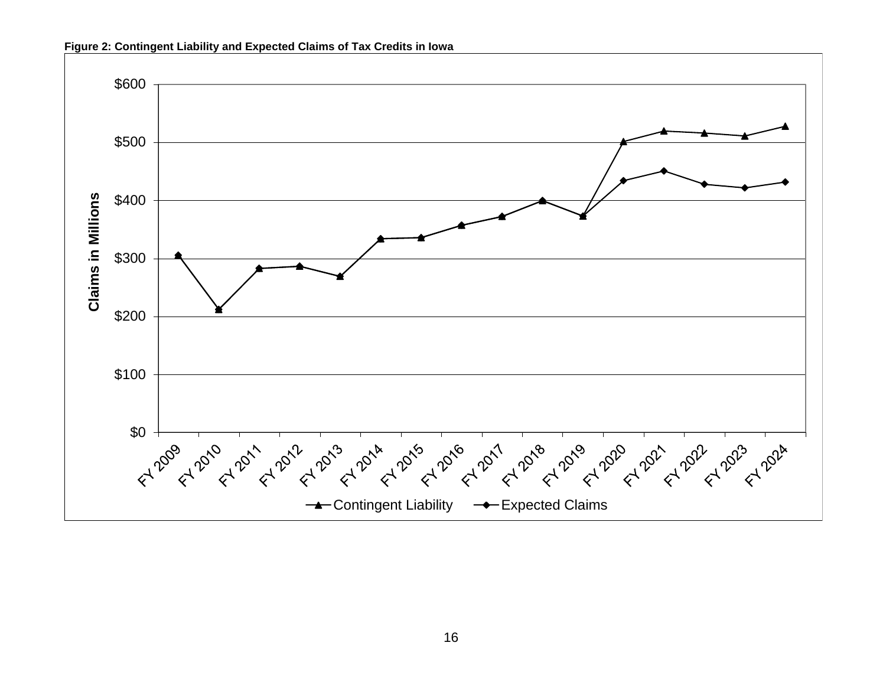**Figure 2: Contingent Liability and Expected Claims of Tax Credits in Iowa**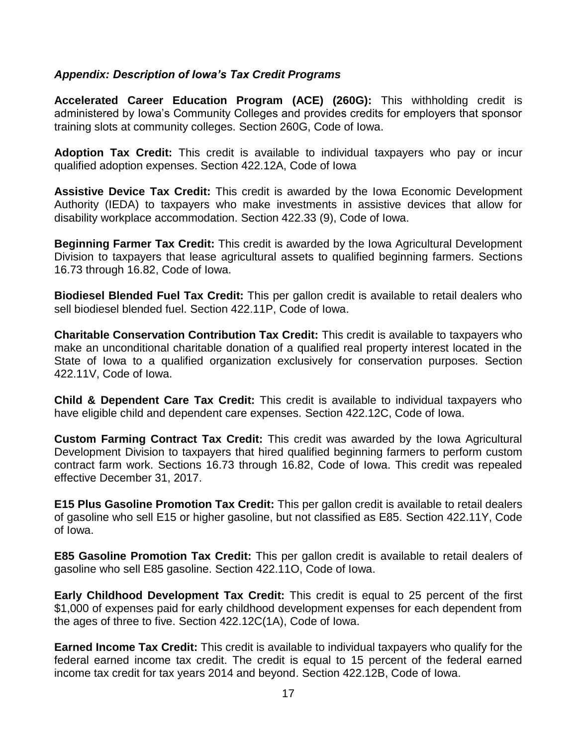### *Appendix: Description of Iowa's Tax Credit Programs*

**Accelerated Career Education Program (ACE) (260G):** This withholding credit is administered by Iowa's Community Colleges and provides credits for employers that sponsor training slots at community colleges. Section 260G, Code of Iowa.

**Adoption Tax Credit:** This credit is available to individual taxpayers who pay or incur qualified adoption expenses. Section 422.12A, Code of Iowa

**Assistive Device Tax Credit:** This credit is awarded by the Iowa Economic Development Authority (IEDA) to taxpayers who make investments in assistive devices that allow for disability workplace accommodation. Section 422.33 (9), Code of Iowa.

**Beginning Farmer Tax Credit:** This credit is awarded by the Iowa Agricultural Development Division to taxpayers that lease agricultural assets to qualified beginning farmers. Sections 16.73 through 16.82, Code of Iowa.

**Biodiesel Blended Fuel Tax Credit:** This per gallon credit is available to retail dealers who sell biodiesel blended fuel. Section 422.11P, Code of Iowa.

**Charitable Conservation Contribution Tax Credit:** This credit is available to taxpayers who make an unconditional charitable donation of a qualified real property interest located in the State of Iowa to a qualified organization exclusively for conservation purposes. Section 422.11V, Code of Iowa.

**Child & Dependent Care Tax Credit:** This credit is available to individual taxpayers who have eligible child and dependent care expenses. Section 422.12C, Code of Iowa.

**Custom Farming Contract Tax Credit:** This credit was awarded by the Iowa Agricultural Development Division to taxpayers that hired qualified beginning farmers to perform custom contract farm work. Sections 16.73 through 16.82, Code of Iowa. This credit was repealed effective December 31, 2017.

**E15 Plus Gasoline Promotion Tax Credit:** This per gallon credit is available to retail dealers of gasoline who sell E15 or higher gasoline, but not classified as E85. Section 422.11Y, Code of Iowa.

**E85 Gasoline Promotion Tax Credit:** This per gallon credit is available to retail dealers of gasoline who sell E85 gasoline. Section 422.11O, Code of Iowa.

**Early Childhood Development Tax Credit:** This credit is equal to 25 percent of the first $1,000 of expenses paid for early childhood development expenses for each dependent from the ages of three to five. Section 422.12C(1A), Code of Iowa.

**Earned Income Tax Credit:** This credit is available to individual taxpayers who qualify for the federal earned income tax credit. The credit is equal to 15 percent of the federal earned income tax credit for tax years 2014 and beyond. Section 422.12B, Code of Iowa.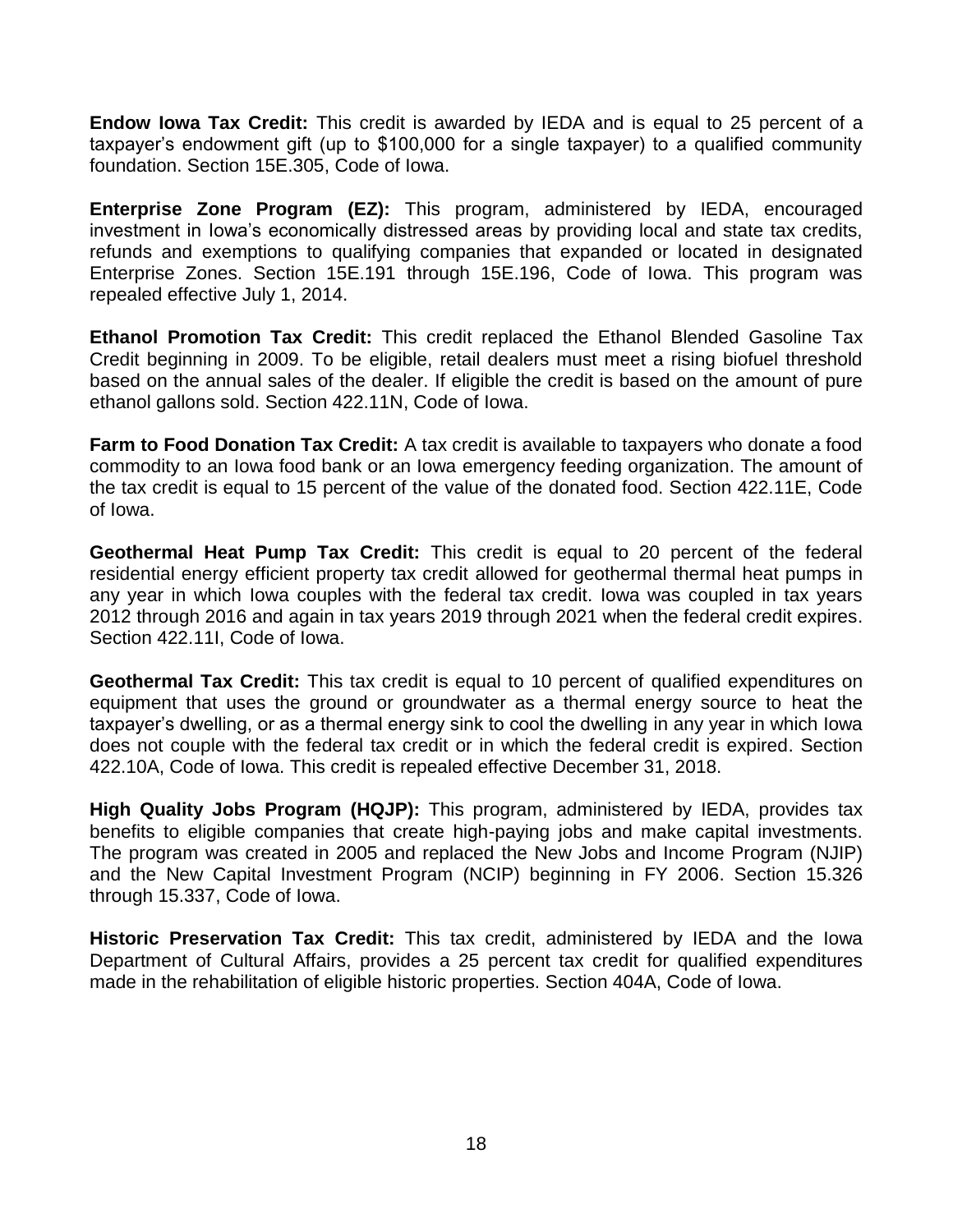**Endow Iowa Tax Credit:** This credit is awarded by IEDA and is equal to 25 percent of a taxpayer's endowment gift (up to $100,000 for a single taxpayer) to a qualified community foundation. Section 15E.305, Code of Iowa.

**Enterprise Zone Program (EZ):** This program, administered by IEDA, encouraged investment in Iowa's economically distressed areas by providing local and state tax credits, refunds and exemptions to qualifying companies that expanded or located in designated Enterprise Zones. Section 15E.191 through 15E.196, Code of Iowa. This program was repealed effective July 1, 2014.

**Ethanol Promotion Tax Credit:** This credit replaced the Ethanol Blended Gasoline Tax Credit beginning in 2009. To be eligible, retail dealers must meet a rising biofuel threshold based on the annual sales of the dealer. If eligible the credit is based on the amount of pure ethanol gallons sold. Section 422.11N, Code of Iowa.

**Farm to Food Donation Tax Credit:** A tax credit is available to taxpayers who donate a food commodity to an Iowa food bank or an Iowa emergency feeding organization. The amount of the tax credit is equal to 15 percent of the value of the donated food. Section 422.11E, Code of Iowa.

**Geothermal Heat Pump Tax Credit:** This credit is equal to 20 percent of the federal residential energy efficient property tax credit allowed for geothermal thermal heat pumps in any year in which Iowa couples with the federal tax credit. Iowa was coupled in tax years 2012 through 2016 and again in tax years 2019 through 2021 when the federal credit expires. Section 422.11I, Code of Iowa.

**Geothermal Tax Credit:** This tax credit is equal to 10 percent of qualified expenditures on equipment that uses the ground or groundwater as a thermal energy source to heat the taxpayer's dwelling, or as a thermal energy sink to cool the dwelling in any year in which Iowa does not couple with the federal tax credit or in which the federal credit is expired. Section 422.10A, Code of Iowa. This credit is repealed effective December 31, 2018.

**High Quality Jobs Program (HQJP):** This program, administered by IEDA, provides tax benefits to eligible companies that create high-paying jobs and make capital investments. The program was created in 2005 and replaced the New Jobs and Income Program (NJIP) and the New Capital Investment Program (NCIP) beginning in FY 2006. Section 15.326 through 15.337, Code of Iowa.

**Historic Preservation Tax Credit:** This tax credit, administered by IEDA and the Iowa Department of Cultural Affairs, provides a 25 percent tax credit for qualified expenditures made in the rehabilitation of eligible historic properties. Section 404A, Code of Iowa.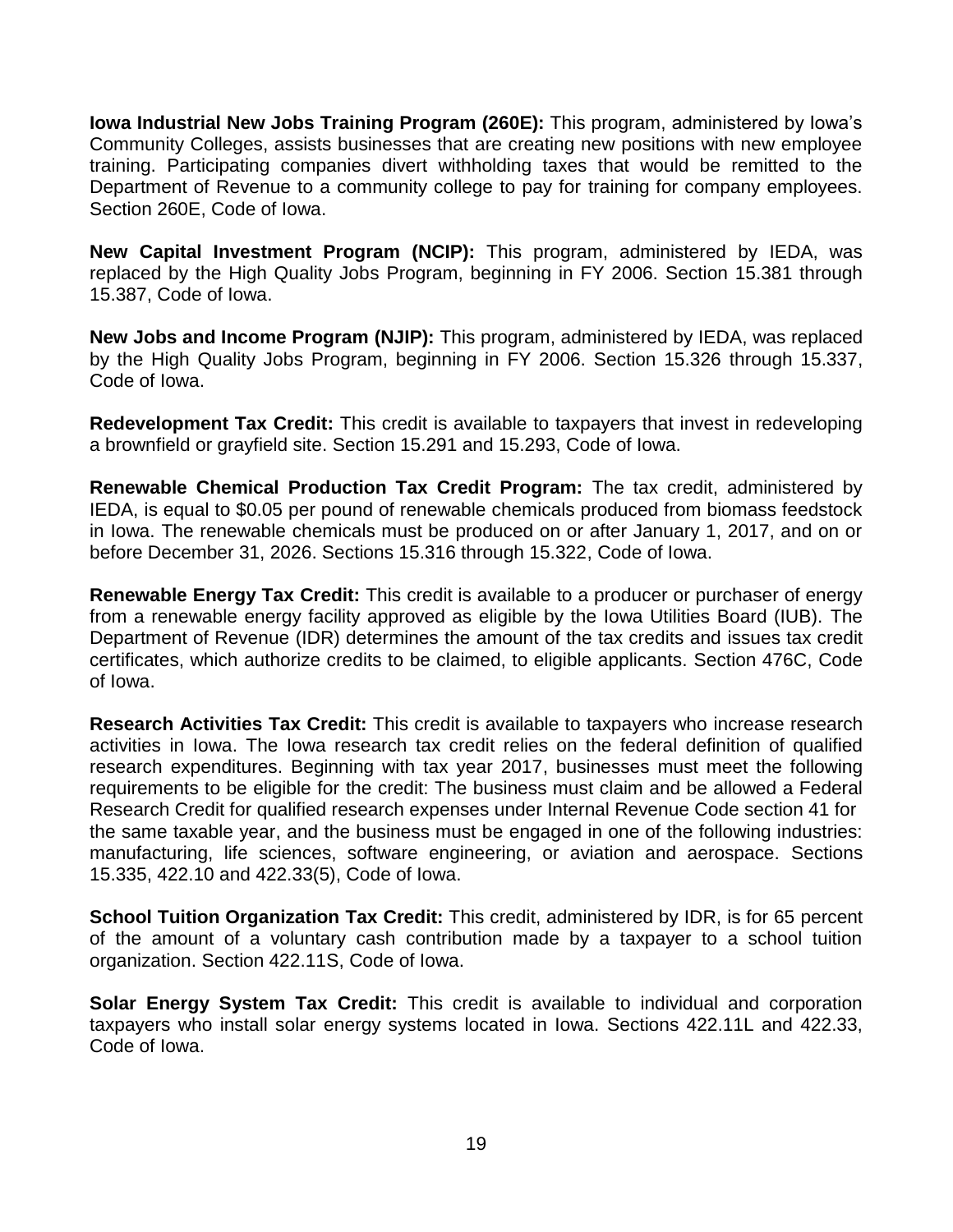**Iowa Industrial New Jobs Training Program (260E):** This program, administered by Iowa's Community Colleges, assists businesses that are creating new positions with new employee training. Participating companies divert withholding taxes that would be remitted to the Department of Revenue to a community college to pay for training for company employees. Section 260E, Code of Iowa.

**New Capital Investment Program (NCIP):** This program, administered by IEDA, was replaced by the High Quality Jobs Program, beginning in FY 2006. Section 15.381 through 15.387, Code of Iowa.

**New Jobs and Income Program (NJIP):** This program, administered by IEDA, was replaced by the High Quality Jobs Program, beginning in FY 2006. Section 15.326 through 15.337, Code of Iowa.

**Redevelopment Tax Credit:** This credit is available to taxpayers that invest in redeveloping a brownfield or grayfield site. Section 15.291 and 15.293, Code of Iowa.

**Renewable Chemical Production Tax Credit Program:** The tax credit, administered by IEDA, is equal to $0.05 per pound of renewable chemicals produced from biomass feedstock in Iowa. The renewable chemicals must be produced on or after January 1, 2017, and on or before December 31, 2026. Sections 15.316 through 15.322, Code of Iowa.

**Renewable Energy Tax Credit:** This credit is available to a producer or purchaser of energy from a renewable energy facility approved as eligible by the Iowa Utilities Board (IUB). The Department of Revenue (IDR) determines the amount of the tax credits and issues tax credit certificates, which authorize credits to be claimed, to eligible applicants. Section 476C, Code of Iowa.

**Research Activities Tax Credit:** This credit is available to taxpayers who increase research activities in Iowa. The Iowa research tax credit relies on the federal definition of qualified research expenditures. Beginning with tax year 2017, businesses must meet the following requirements to be eligible for the credit: The business must claim and be allowed a Federal Research Credit for qualified research expenses under Internal Revenue Code section 41 for the same taxable year, and the business must be engaged in one of the following industries: manufacturing, life sciences, software engineering, or aviation and aerospace. Sections 15.335, 422.10 and 422.33(5), Code of Iowa.

**School Tuition Organization Tax Credit:** This credit, administered by IDR, is for 65 percent of the amount of a voluntary cash contribution made by a taxpayer to a school tuition organization. Section 422.11S, Code of Iowa.

**Solar Energy System Tax Credit:** This credit is available to individual and corporation taxpayers who install solar energy systems located in Iowa. Sections 422.11L and 422.33, Code of Iowa.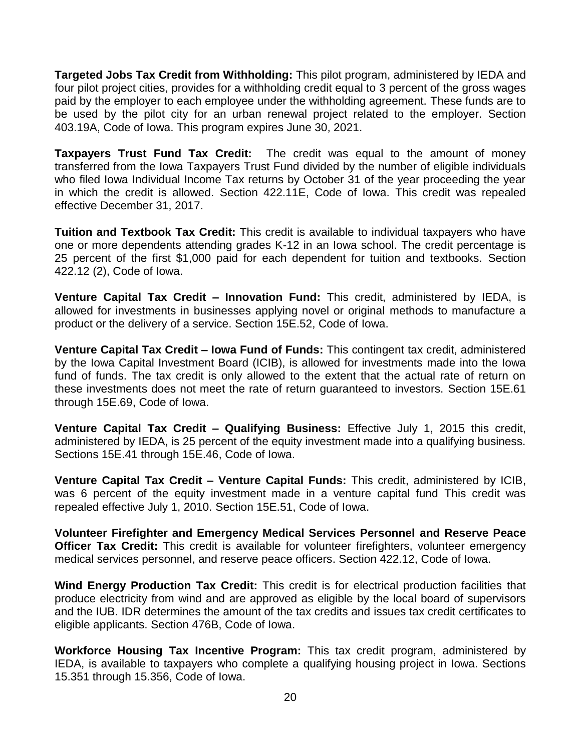**Targeted Jobs Tax Credit from Withholding:** This pilot program, administered by IEDA and four pilot project cities, provides for a withholding credit equal to 3 percent of the gross wages paid by the employer to each employee under the withholding agreement. These funds are to be used by the pilot city for an urban renewal project related to the employer. Section 403.19A, Code of Iowa. This program expires June 30, 2021.

**Taxpayers Trust Fund Tax Credit:** The credit was equal to the amount of money transferred from the Iowa Taxpayers Trust Fund divided by the number of eligible individuals who filed Iowa Individual Income Tax returns by October 31 of the year proceeding the year in which the credit is allowed. Section 422.11E, Code of Iowa. This credit was repealed effective December 31, 2017.

**Tuition and Textbook Tax Credit:** This credit is available to individual taxpayers who have one or more dependents attending grades K-12 in an Iowa school. The credit percentage is 25 percent of the first $1,000 paid for each dependent for tuition and textbooks. Section 422.12 (2), Code of Iowa.

**Venture Capital Tax Credit – Innovation Fund:** This credit, administered by IEDA, is allowed for investments in businesses applying novel or original methods to manufacture a product or the delivery of a service. Section 15E.52, Code of Iowa.

**Venture Capital Tax Credit – Iowa Fund of Funds:** This contingent tax credit, administered by the Iowa Capital Investment Board (ICIB), is allowed for investments made into the Iowa fund of funds. The tax credit is only allowed to the extent that the actual rate of return on these investments does not meet the rate of return guaranteed to investors. Section 15E.61 through 15E.69, Code of Iowa.

**Venture Capital Tax Credit – Qualifying Business:** Effective July 1, 2015 this credit, administered by IEDA, is 25 percent of the equity investment made into a qualifying business. Sections 15E.41 through 15E.46, Code of Iowa.

**Venture Capital Tax Credit – Venture Capital Funds:** This credit, administered by ICIB, was 6 percent of the equity investment made in a venture capital fund This credit was repealed effective July 1, 2010. Section 15E.51, Code of Iowa.

**Volunteer Firefighter and Emergency Medical Services Personnel and Reserve Peace Officer Tax Credit:** This credit is available for volunteer firefighters, volunteer emergency medical services personnel, and reserve peace officers. Section 422.12, Code of Iowa.

**Wind Energy Production Tax Credit:** This credit is for electrical production facilities that produce electricity from wind and are approved as eligible by the local board of supervisors and the IUB. IDR determines the amount of the tax credits and issues tax credit certificates to eligible applicants. Section 476B, Code of Iowa.

**Workforce Housing Tax Incentive Program:** This tax credit program, administered by IEDA, is available to taxpayers who complete a qualifying housing project in Iowa. Sections 15.351 through 15.356, Code of Iowa.